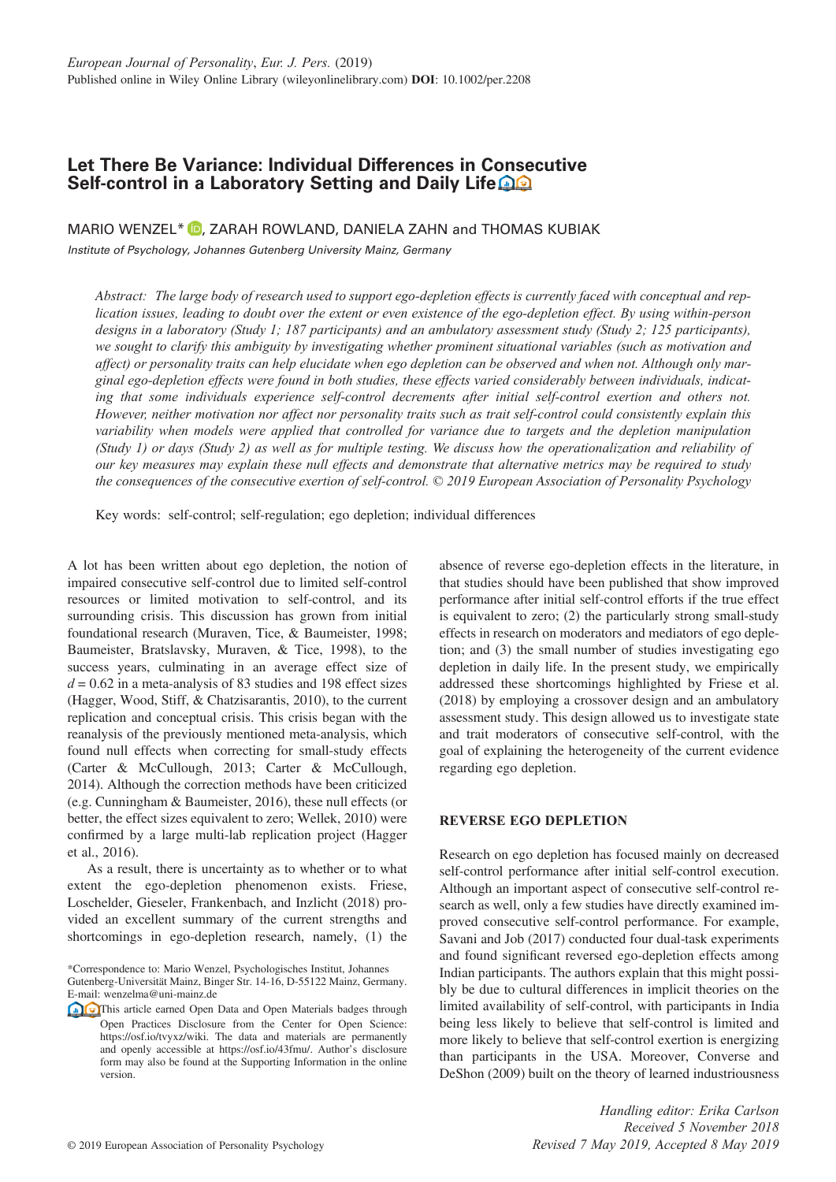# Let There Be Variance: Individual Differences in Consecutive Self-control in a Laboratory Setting and Daily Life

MARIO WENZEL*, ZARAH ROWLAND, DANIELA ZAHN and THOMAS KUBIAK

*Institute of Psychology, Johannes Gutenberg University Mainz, Germany*

*Abstract: The large body of research used to support ego-depletion effects is currently faced with conceptual and replication issues, leading to doubt over the extent or even existence of the ego-depletion effect. By using within-person designs in a laboratory (Study 1; 187 participants) and an ambulatory assessment study (Study 2; 125 participants), we sought to clarify this ambiguity by investigating whether prominent situational variables (such as motivation and affect) or personality traits can help elucidate when ego depletion can be observed and when not. Although only marginal ego-depletion effects were found in both studies, these effects varied considerably between individuals, indicating that some individuals experience self-control decrements after initial self-control exertion and others not. However, neither motivation nor affect nor personality traits such as trait self-control could consistently explain this variability when models were applied that controlled for variance due to targets and the depletion manipulation (Study 1) or days (Study 2) as well as for multiple testing. We discuss how the operationalization and reliability of our key measures may explain these null effects and demonstrate that alternative metrics may be required to study the consequences of the consecutive exertion of self-control. © 2019 European Association of Personality Psychology*

Key words: self-control; self-regulation; ego depletion; individual differences

A lot has been written about ego depletion, the notion of impaired consecutive self-control due to limited self-control resources or limited motivation to self-control, and its surrounding crisis. This discussion has grown from initial foundational research (Muraven, Tice, & Baumeister, 1998; Baumeister, Bratslavsky, Muraven, & Tice, 1998), to the success years, culminating in an average effect size of $d = 0.62$ in a meta-analysis of 83 studies and 198 effect sizes (Hagger, Wood, Stiff, & Chatzisarantis, 2010), to the current replication and conceptual crisis. This crisis began with the reanalysis of the previously mentioned meta-analysis, which found null effects when correcting for small-study effects (Carter & McCullough, 2013; Carter & McCullough, 2014). Although the correction methods have been criticized (e.g. Cunningham & Baumeister, 2016), these null effects (or better, the effect sizes equivalent to zero; Wellek, 2010) were confirmed by a large multi-lab replication project (Hagger et al., 2016).

As a result, there is uncertainty as to whether or to what extent the ego-depletion phenomenon exists. Friese, Loschelder, Gieseler, Frankenbach, and Inzlicht (2018) provided an excellent summary of the current strengths and shortcomings in ego-depletion research, namely, (1) the absence of reverse ego-depletion effects in the literature, in that studies should have been published that show improved performance after initial self-control efforts if the true effect is equivalent to zero; (2) the particularly strong small-study effects in research on moderators and mediators of ego depletion; and (3) the small number of studies investigating ego depletion in daily life. In the present study, we empirically addressed these shortcomings highlighted by Friese et al. (2018) by employing a crossover design and an ambulatory assessment study. This design allowed us to investigate state and trait moderators of consecutive self-control, with the goal of explaining the heterogeneity of the current evidence regarding ego depletion.

## REVERSE EGO DEPLETION

Research on ego depletion has focused mainly on decreased self-control performance after initial self-control execution. Although an important aspect of consecutive self-control research as well, only a few studies have directly examined improved consecutive self-control performance. For example, Savani and Job (2017) conducted four dual-task experiments and found significant reversed ego-depletion effects among Indian participants. The authors explain that this might possibly be due to cultural differences in implicit theories on the limited availability of self-control, with participants in India being less likely to believe that self-control is limited and more likely to believe that self-control exertion is energizing than participants in the USA. Moreover, Converse and DeShon (2009) built on the theory of learned industriousness

*Correspondence to: Mario Wenzel, Psychologisches Institut, Johannes Gutenberg-Universität Mainz, Binger Str. 14-16, D-55122 Mainz, Germany. E-mail: wenzelma@uni-mainz.de

This article earned Open Data and Open Materials badges through Open Practices Disclosure from the Center for Open Science: https://osf.io/tvyxz/wiki. The data and materials are permanently and openly accessible at https://osf.io/43fmu/. Author's disclosure form may also be found at the Supporting Information in the online version.

Handling editor: Erika Carlson
Received 5 November 2018
Revised 7 May 2019, Accepted 8 May 2019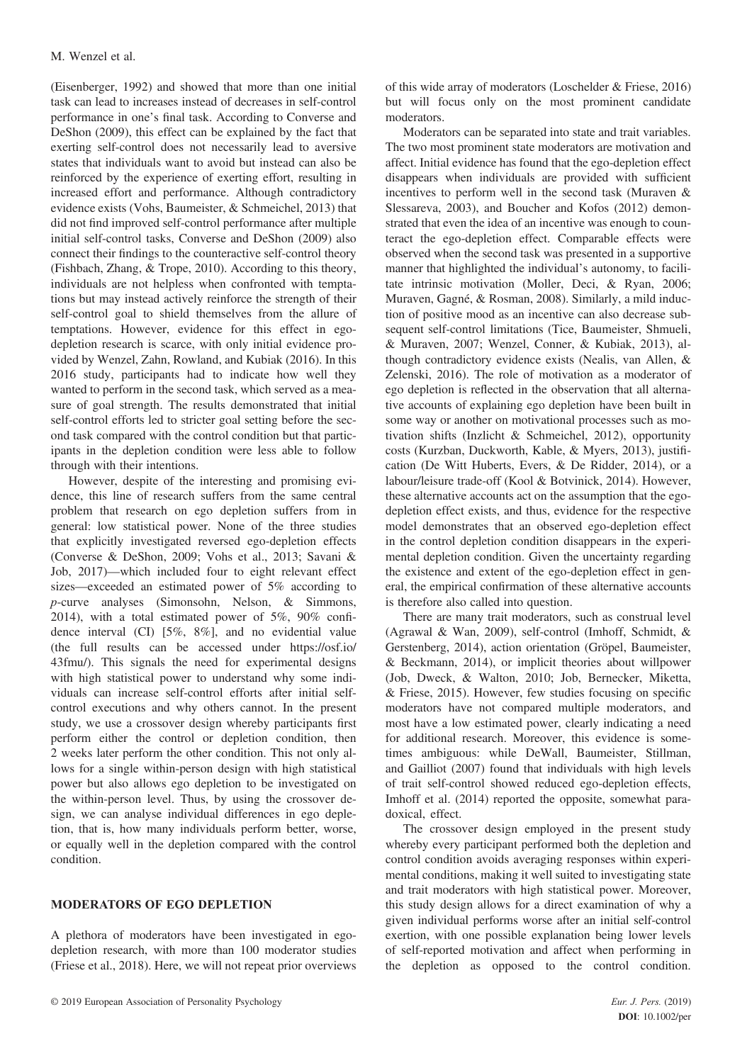(Eisenberger, 1992) and showed that more than one initial task can lead to increases instead of decreases in self-control performance in one's final task. According to Converse and DeShon (2009), this effect can be explained by the fact that exerting self-control does not necessarily lead to aversive states that individuals want to avoid but instead can also be reinforced by the experience of exerting effort, resulting in increased effort and performance. Although contradictory evidence exists (Vohs, Baumeister, & Schmeichel, 2013) that did not find improved self-control performance after multiple initial self-control tasks, Converse and DeShon (2009) also connect their findings to the counteractive self-control theory (Fishbach, Zhang, & Trope, 2010). According to this theory, individuals are not helpless when confronted with temptations but may instead actively reinforce the strength of their self-control goal to shield themselves from the allure of temptations. However, evidence for this effect in ego-depletion research is scarce, with only initial evidence provided by Wenzel, Zahn, Rowland, and Kubiak (2016). In this 2016 study, participants had to indicate how well they wanted to perform in the second task, which served as a measure of goal strength. The results demonstrated that initial self-control efforts led to stricter goal setting before the second task compared with the control condition but that participants in the depletion condition were less able to follow through with their intentions.

However, despite of the interesting and promising evidence, this line of research suffers from the same central problem that research on ego depletion suffers from in general: low statistical power. None of the three studies that explicitly investigated reversed ego-depletion effects (Converse & DeShon, 2009; Vohs et al., 2013; Savani & Job, 2017)—which included four to eight relevant effect sizes—exceeded an estimated power of 5% according to *p*-curve analyses (Simonsohn, Nelson, & Simmons, 2014), with a total estimated power of 5%, 90% confidence interval (CI) [5%, 8%], and no evidential value (the full results can be accessed under https://osf.io/43fmu/). This signals the need for experimental designs with high statistical power to understand why some individuals can increase self-control efforts after initial self-control executions and why others cannot. In the present study, we use a crossover design whereby participants first perform either the control or depletion condition, then 2 weeks later perform the other condition. This not only allows for a single within-person design with high statistical power but also allows ego depletion to be investigated on the within-person level. Thus, by using the crossover design, we can analyse individual differences in ego depletion, that is, how many individuals perform better, worse, or equally well in the depletion compared with the control condition.

## MODERATORS OF EGO DEPLETION

A plethora of moderators have been investigated in ego-depletion research, with more than 100 moderator studies (Friese et al., 2018). Here, we will not repeat prior overviews of this wide array of moderators (Loschelder & Friese, 2016) but will focus only on the most prominent candidate moderators.

Moderators can be separated into state and trait variables. The two most prominent state moderators are motivation and affect. Initial evidence has found that the ego-depletion effect disappears when individuals are provided with sufficient incentives to perform well in the second task (Muraven & Slessareva, 2003), and Boucher and Kofos (2012) demonstrated that even the idea of an incentive was enough to counteract the ego-depletion effect. Comparable effects were observed when the second task was presented in a supportive manner that highlighted the individual's autonomy, to facilitate intrinsic motivation (Moller, Deci, & Ryan, 2006; Muraven, Gagné, & Rosman, 2008). Similarly, a mild induction of positive mood as an incentive can also decrease subsequent self-control limitations (Tice, Baumeister, Shmueli, & Muraven, 2007; Wenzel, Conner, & Kubiak, 2013), although contradictory evidence exists (Nealis, van Allen, & Zelenski, 2016). The role of motivation as a moderator of ego depletion is reflected in the observation that all alternative accounts of explaining ego depletion have been built in some way or another on motivational processes such as motivation shifts (Inzlicht & Schmeichel, 2012), opportunity costs (Kurzban, Duckworth, Kable, & Myers, 2013), justification (De Witt Huberts, Evers, & De Ridder, 2014), or a labour/leisure trade-off (Kool & Botvinick, 2014). However, these alternative accounts act on the assumption that the ego-depletion effect exists, and thus, evidence for the respective model demonstrates that an observed ego-depletion effect in the control depletion condition disappears in the experimental depletion condition. Given the uncertainty regarding the existence and extent of the ego-depletion effect in general, the empirical confirmation of these alternative accounts is therefore also called into question.

There are many trait moderators, such as construal level (Agrawal & Wan, 2009), self-control (Imhoff, Schmidt, & Gerstenberg, 2014), action orientation (Gröpel, Baumeister, & Beckmann, 2014), or implicit theories about willpower (Job, Dweck, & Walton, 2010; Job, Bernecker, Miketta, & Friese, 2015). However, few studies focusing on specific moderators have not compared multiple moderators, and most have a low estimated power, clearly indicating a need for additional research. Moreover, this evidence is sometimes ambiguous: while DeWall, Baumeister, Stillman, and Gailliot (2007) found that individuals with high levels of trait self-control showed reduced ego-depletion effects, Imhoff et al. (2014) reported the opposite, somewhat paradoxical, effect.

The crossover design employed in the present study whereby every participant performed both the depletion and control condition avoids averaging responses within experimental conditions, making it well suited to investigating state and trait moderators with high statistical power. Moreover, this study design allows for a direct examination of why a given individual performs worse after an initial self-control exertion, with one possible explanation being lower levels of self-reported motivation and affect when performing in the depletion as opposed to the control condition.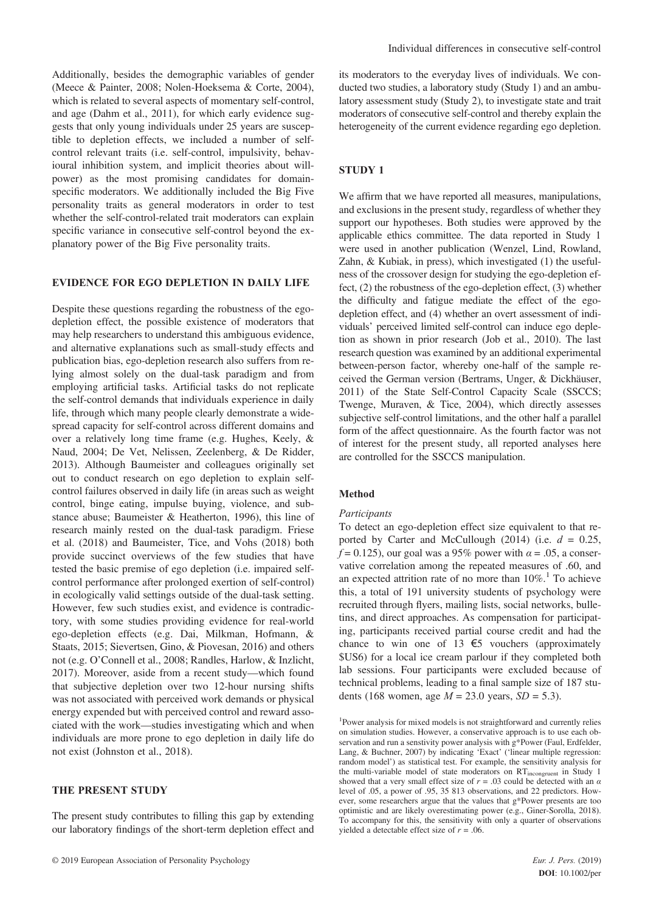Additionally, besides the demographic variables of gender (Meece & Painter, 2008; Nolen-Hoeksema & Corte, 2004), which is related to several aspects of momentary self-control, and age (Dahm et al., 2011), for which early evidence suggests that only young individuals under 25 years are susceptible to depletion effects, we included a number of self-control relevant traits (i.e. self-control, impulsivity, behavioural inhibition system, and implicit theories about willpower) as the most promising candidates for domain-specific moderators. We additionally included the Big Five personality traits as general moderators in order to test whether the self-control-related trait moderators can explain specific variance in consecutive self-control beyond the explanatory power of the Big Five personality traits.

## EVIDENCE FOR EGO DEPLETION IN DAILY LIFE

Despite these questions regarding the robustness of the ego-depletion effect, the possible existence of moderators that may help researchers to understand this ambiguous evidence, and alternative explanations such as small-study effects and publication bias, ego-depletion research also suffers from relying almost solely on the dual-task paradigm and from employing artificial tasks. Artificial tasks do not replicate the self-control demands that individuals experience in daily life, through which many people clearly demonstrate a widespread capacity for self-control across different domains and over a relatively long time frame (e.g. Hughes, Keely, & Naud, 2004; De Vet, Nelissen, Zeelenberg, & De Ridder, 2013). Although Baumeister and colleagues originally set out to conduct research on ego depletion to explain self-control failures observed in daily life (in areas such as weight control, binge eating, impulse buying, violence, and substance abuse; Baumeister & Heatherton, 1996), this line of research mainly rested on the dual-task paradigm. Friese et al. (2018) and Baumeister, Tice, and Vohs (2018) both provide succinct overviews of the few studies that have tested the basic premise of ego depletion (i.e. impaired self-control performance after prolonged exertion of self-control) in ecologically valid settings outside of the dual-task setting. However, few such studies exist, and evidence is contradictory, with some studies providing evidence for real-world ego-depletion effects (e.g. Dai, Milkman, Hofmann, & Staats, 2015; Sievertsen, Gino, & Piovesan, 2016) and others not (e.g. O'Connell et al., 2008; Randles, Harlow, & Inzlicht, 2017). Moreover, aside from a recent study—which found that subjective depletion over two 12-hour nursing shifts was not associated with perceived work demands or physical energy expended but with perceived control and reward associated with the work—studies investigating which and when individuals are more prone to ego depletion in daily life do not exist (Johnston et al., 2018).

## THE PRESENT STUDY

The present study contributes to filling this gap by extending our laboratory findings of the short-term depletion effect and its moderators to the everyday lives of individuals. We conducted two studies, a laboratory study (Study 1) and an ambulatory assessment study (Study 2), to investigate state and trait moderators of consecutive self-control and thereby explain the heterogeneity of the current evidence regarding ego depletion.

## STUDY 1

We affirm that we have reported all measures, manipulations, and exclusions in the present study, regardless of whether they support our hypotheses. Both studies were approved by the applicable ethics committee. The data reported in Study 1 were used in another publication (Wenzel, Lind, Rowland, Zahn, & Kubiak, in press), which investigated (1) the usefulness of the crossover design for studying the ego-depletion effect, (2) the robustness of the ego-depletion effect, (3) whether the difficulty and fatigue mediate the effect of the ego-depletion effect, and (4) whether an overt assessment of individuals' perceived limited self-control can induce ego depletion as shown in prior research (Job et al., 2010). The last research question was examined by an additional experimental between-person factor, whereby one-half of the sample received the German version (Bertrams, Unger, & Dickhäuser, 2011) of the State Self-Control Capacity Scale (SSCCS; Twenge, Muraven, & Tice, 2004), which directly assesses subjective self-control limitations, and the other half a parallel form of the affect questionnaire. As the fourth factor was not of interest for the present study, all reported analyses here are controlled for the SSCCS manipulation.

### Method

#### *Participants*

To detect an ego-depletion effect size equivalent to that reported by Carter and McCullough (2014) (i.e. $d = 0.25$, $f = 0.125$), our goal was a 95% power with $\alpha = .05$, a conservative correlation among the repeated measures of .60, and an expected attrition rate of no more than 10%.[1] To achieve this, a total of 191 university students of psychology were recruited through flyers, mailing lists, social networks, bulletins, and direct approaches. As compensation for participating, participants received partial course credit and had the chance to win one of 13 €5 vouchers (approximately \$US6) for a local ice cream parlour if they completed both lab sessions. Four participants were excluded because of technical problems, leading to a final sample size of 187 students (168 women, age $M = 23.0$ years, $SD = 5.3$).

[1]Power analysis for mixed models is not straightforward and currently relies on simulation studies. However, a conservative approach is to use each observation and run a senstivity power analysis with g*Power (Faul, Erdfelder, Lang, & Buchner, 2007) by indicating 'Exact' ('linear multiple regression: random model') as statistical test. For example, the sensitivity analysis for the multi-variable model of state moderators on $RT_{incongruent}$ in Study 1 showed that a very small effect size of $r = .03$ could be detected with an $\alpha$ level of .05, a power of .95, 35 813 observations, and 22 predictors. However, some researchers argue that the values that g*Power presents are too optimistic and are likely overestimating power (e.g., Giner-Sorolla, 2018). To accompany for this, the sensitivity with only a quarter of observations yielded a detectable effect size of $r = .06$.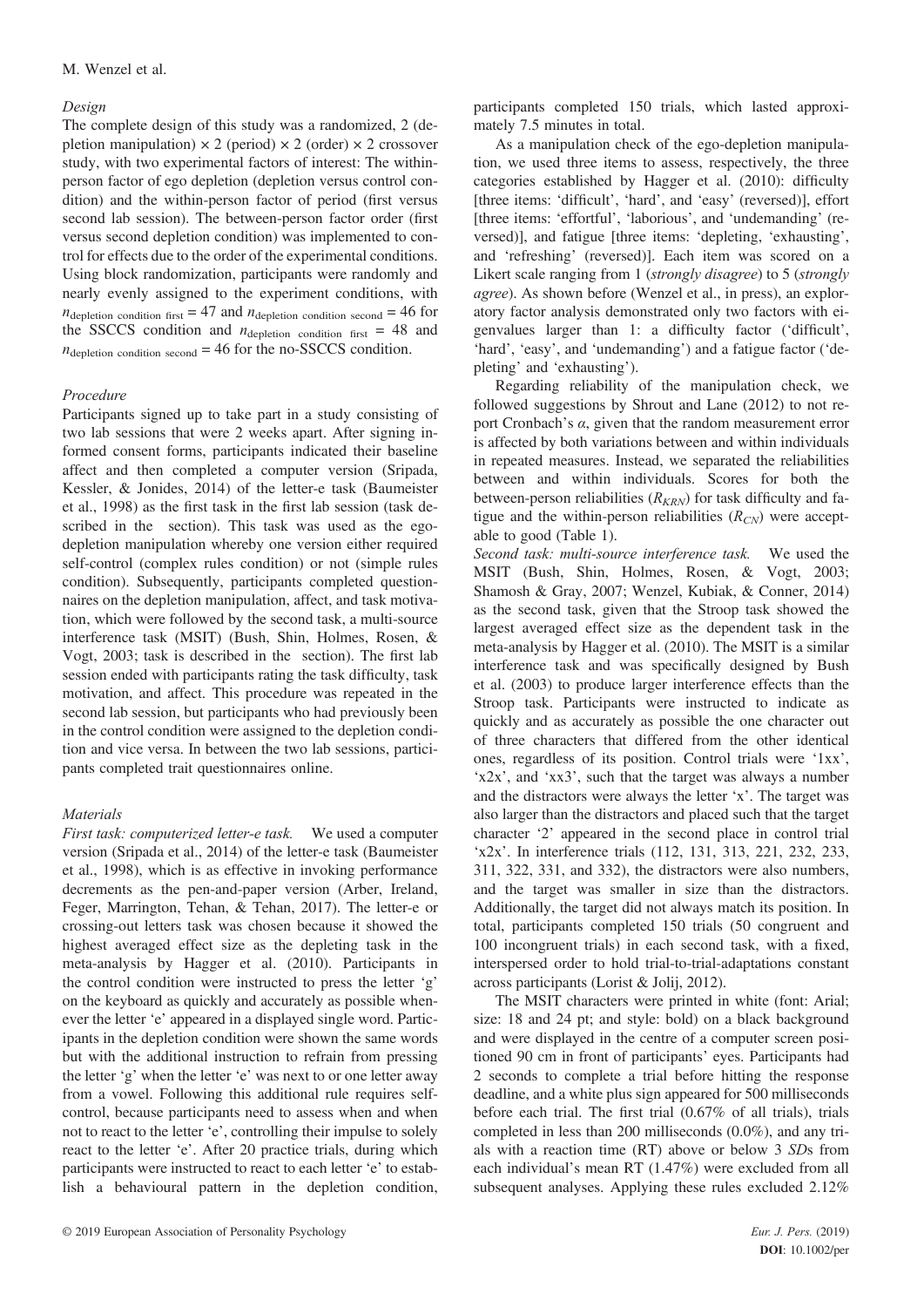### Design

The complete design of this study was a randomized, 2 (depletion manipulation) × 2 (period) × 2 (order) × 2 crossover study, with two experimental factors of interest: The within-person factor of ego depletion (depletion versus control condition) and the within-person factor of period (first versus second lab session). The between-person factor order (first versus second depletion condition) was implemented to control for effects due to the order of the experimental conditions. Using block randomization, participants were randomly and nearly evenly assigned to the experiment conditions, with $n_{\text{depletion condition first}} = 47$ and $n_{\text{depletion condition second}} = 46$ for the SSCCS condition and $n_{\text{depletion condition first}} = 48$ and $n_{\text{depletion condition second}} = 46$ for the no-SSCCS condition.

### Procedure

Participants signed up to take part in a study consisting of two lab sessions that were 2 weeks apart. After signing informed consent forms, participants indicated their baseline affect and then completed a computer version (Sripada, Kessler, & Jonides, 2014) of the letter-e task (Baumeister et al., 1998) as the first task in the first lab session (task described in the  section). This task was used as the ego-depletion manipulation whereby one version either required self-control (complex rules condition) or not (simple rules condition). Subsequently, participants completed questionnaires on the depletion manipulation, affect, and task motivation, which were followed by the second task, a multi-source interference task (MSIT) (Bush, Shin, Holmes, Rosen, & Vogt, 2003; task is described in the  section). The first lab session ended with participants rating the task difficulty, task motivation, and affect. This procedure was repeated in the second lab session, but participants who had previously been in the control condition were assigned to the depletion condition and vice versa. In between the two lab sessions, participants completed trait questionnaires online.

### Materials

*First task: computerized letter-e task.* We used a computer version (Sripada et al., 2014) of the letter-e task (Baumeister et al., 1998), which is as effective in invoking performance decrements as the pen-and-paper version (Arber, Ireland, Feger, Marrington, Tehan, & Tehan, 2017). The letter-e or crossing-out letters task was chosen because it showed the highest averaged effect size as the depleting task in the meta-analysis by Hagger et al. (2010). Participants in the control condition were instructed to press the letter 'g' on the keyboard as quickly and accurately as possible whenever the letter 'e' appeared in a displayed single word. Participants in the depletion condition were shown the same words but with the additional instruction to refrain from pressing the letter 'g' when the letter 'e' was next to or one letter away from a vowel. Following this additional rule requires self-control, because participants need to assess when and when not to react to the letter 'e', controlling their impulse to solely react to the letter 'e'. After 20 practice trials, during which participants were instructed to react to each letter 'e' to establish a behavioural pattern in the depletion condition, participants completed 150 trials, which lasted approximately 7.5 minutes in total.

As a manipulation check of the ego-depletion manipulation, we used three items to assess, respectively, the three categories established by Hagger et al. (2010): difficulty [three items: 'difficult', 'hard', and 'easy' (reversed)], effort [three items: 'effortful', 'laborious', and 'undemanding' (reversed)], and fatigue [three items: 'depleting, 'exhausting', and 'refreshing' (reversed)]. Each item was scored on a Likert scale ranging from 1 (*strongly disagree*) to 5 (*strongly agree*). As shown before (Wenzel et al., in press), an exploratory factor analysis demonstrated only two factors with eigenvalues larger than 1: a difficulty factor ('difficult', 'hard', 'easy', and 'undemanding') and a fatigue factor ('depleting' and 'exhausting').

Regarding reliability of the manipulation check, we followed suggestions by Shrout and Lane (2012) to not report Cronbach's $\alpha$, given that the random measurement error is affected by both variations between and within individuals in repeated measures. Instead, we separated the reliabilities between and within individuals. Scores for both the between-person reliabilities ($R_{KRN}$) for task difficulty and fatigue and the within-person reliabilities ($R_{CN}$) were acceptable to good (Table 1).

*Second task: multi-source interference task.* We used the MSIT (Bush, Shin, Holmes, Rosen, & Vogt, 2003; Shamosh & Gray, 2007; Wenzel, Kubiak, & Conner, 2014) as the second task, given that the Stroop task showed the largest averaged effect size as the dependent task in the meta-analysis by Hagger et al. (2010). The MSIT is a similar interference task and was specifically designed by Bush et al. (2003) to produce larger interference effects than the Stroop task. Participants were instructed to indicate as quickly and as accurately as possible the one character out of three characters that differed from the other identical ones, regardless of its position. Control trials were '1xx', 'x2x', and 'xx3', such that the target was always a number and the distractors were always the letter 'x'. The target was also larger than the distractors and placed such that the target character '2' appeared in the second place in control trial 'x2x'. In interference trials (112, 131, 313, 221, 232, 233, 311, 322, 331, and 332), the distractors were also numbers, and the target was smaller in size than the distractors. Additionally, the target did not always match its position. In total, participants completed 150 trials (50 congruent and 100 incongruent trials) in each second task, with a fixed, interspersed order to hold trial-to-trial-adaptations constant across participants (Lorist & Jolij, 2012).

The MSIT characters were printed in white (font: Arial; size: 18 and 24 pt; and style: bold) on a black background and were displayed in the centre of a computer screen positioned 90 cm in front of participants' eyes. Participants had 2 seconds to complete a trial before hitting the response deadline, and a white plus sign appeared for 500 milliseconds before each trial. The first trial (0.67% of all trials), trials completed in less than 200 milliseconds (0.0%), and any trials with a reaction time (RT) above or below 3 *SD*s from each individual's mean RT (1.47%) were excluded from all subsequent analyses. Applying these rules excluded 2.12%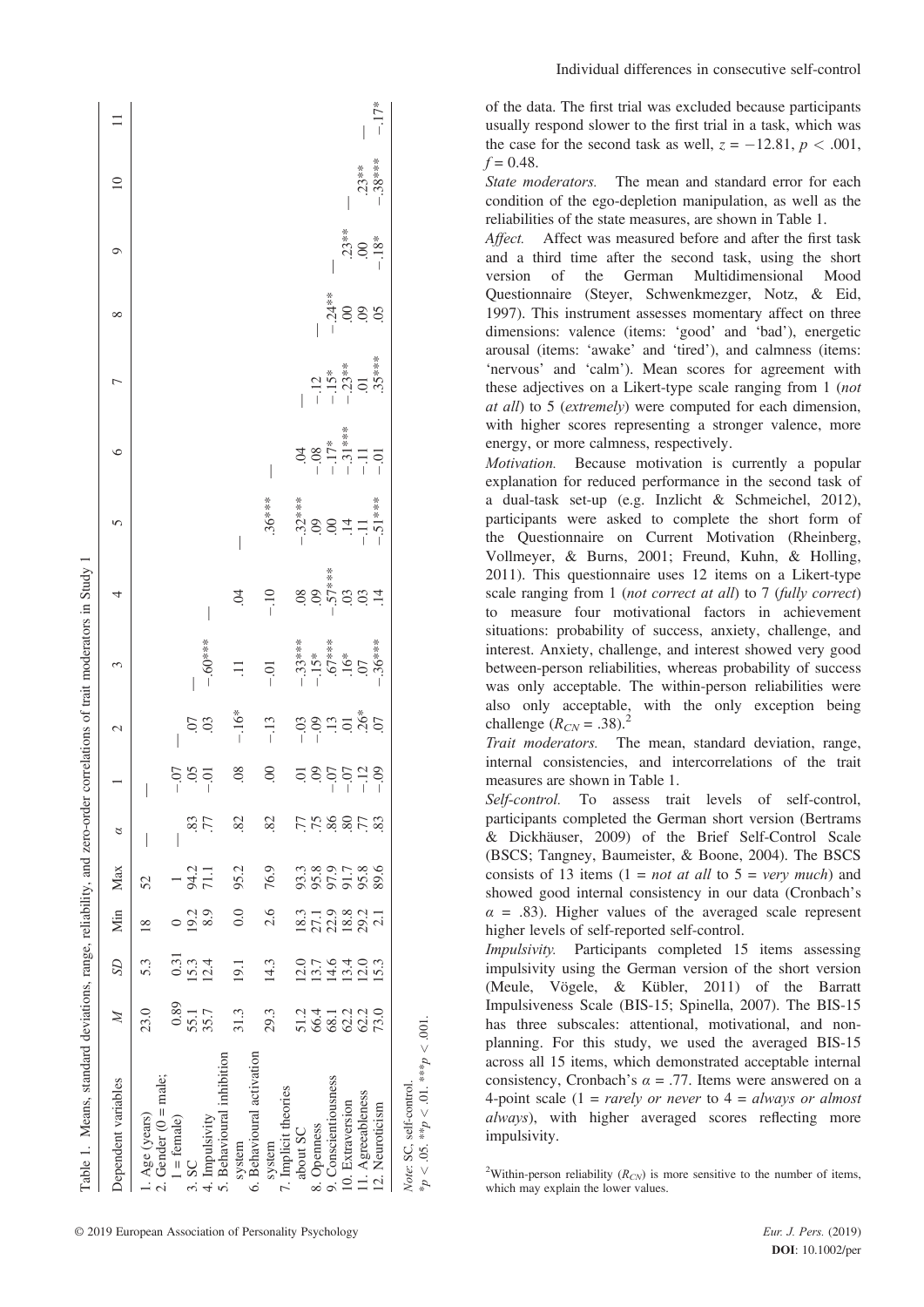Table 1. Means, standard deviations, range, reliability, and zero-order correlations of trait moderators in Study 1

| Dependent variables | $M$ | $SD$ | Min | Max | $\alpha$ | 1 | 2 | 3 | 4 | 5 | 6 | 7 | 8 | 9 | 10 | 11 |
|---|---|---|---|---|---|---|---|---|---|---|---|---|---|---|---|---|
| 1. Age (years) | 23.0 | 5.3 | 18 | 52 | — | — | | | | | | | | | | |
| 2. Gender (0 = male; 1 = female) | 0.89 | 0.31 | 0 | 1 | — | −.07 | — | | | | | | | | | |
| 3. SC | 55.1 | 15.3 | 19.2 | 94.2 | .83 | .05 | .07 | — | | | | | | | | |
| 4. Impulsivity | 35.7 | 12.4 | 8.9 | 71.1 | .77 | −.01 | .03 | −.60*** | — | | | | | | | |
| 5. Behavioural inhibition system | 31.3 | 19.1 | 0.0 | 95.2 | .82 | .08 | −.16* | .11 | .04 | — | | | | | | |
| 6. Behavioural activation system | 29.3 | 14.3 | 2.6 | 76.9 | .82 | .00 | −.13 | −.01 | −.10 | .36*** | — | | | | | |
| 7. Implicit theories about SC | 51.2 | 12.0 | 18.3 | 93.3 | .77 | .01 | −.03 | −.33*** | .08 | −.32*** | .04 | — | | | | |
| 8. Openness | 66.4 | 13.7 | 27.1 | 95.8 | .75 | .09 | −.09 | −.15* | .09 | .09 | −.08 | −.12 | — | | | |
| 9. Conscientiousness | 68.1 | 14.6 | 22.9 | 97.9 | .86 | −.07 | .13 | .67*** | −.57*** | .00 | −.17* | −.15* | −.24** | — | | |
| 10. Extraversion | 62.2 | 13.4 | 18.8 | 91.7 | .80 | −.07 | .01 | .16* | .03 | .14 | −.31*** | −.23** | .00 | .23** | — | |
| 11. Agreeableness | 62.2 | 12.0 | 29.2 | 95.8 | .77 | −.12 | .26* | .07 | .03 | −.11 | −.11 | .01 | .09 | .00 | .23** | — |
| 12. Neuroticism | 73.0 | 15.3 | 2.1 | 89.6 | .83 | −.09 | .07 | −.36*** | .14 | −.51*** | −.01 | .35*** | .05 | −.18* | −.38*** | −.17* |

*Note*: SC, self-control.
*$p < .05$. **$p < .01$. ***$p < .001$.

of the data. The first trial was excluded because participants usually respond slower to the first trial in a task, which was the case for the second task as well, $z = -12.81$, $p < .001$, $f = 0.48$.

*State moderators.* The mean and standard error for each condition of the ego-depletion manipulation, as well as the reliabilities of the state measures, are shown in Table 1.

*Affect.* Affect was measured before and after the first task and a third time after the second task, using the short version of the German Multidimensional Mood Questionnaire (Steyer, Schwenkmezger, Notz, & Eid, 1997). This instrument assesses momentary affect on three dimensions: valence (items: 'good' and 'bad'), energetic arousal (items: 'awake' and 'tired'), and calmness (items: 'nervous' and 'calm'). Mean scores for agreement with these adjectives on a Likert-type scale ranging from 1 (*not at all*) to 5 (*extremely*) were computed for each dimension, with higher scores representing a stronger valence, more energy, or more calmness, respectively.

*Motivation.* Because motivation is currently a popular explanation for reduced performance in the second task of a dual-task set-up (e.g. Inzlicht & Schmeichel, 2012), participants were asked to complete the short form of the Questionnaire on Current Motivation (Rheinberg, Vollmeyer, & Burns, 2001; Freund, Kuhn, & Holling, 2011). This questionnaire uses 12 items on a Likert-type scale ranging from 1 (*not correct at all*) to 7 (*fully correct*) to measure four motivational factors in achievement situations: probability of success, anxiety, challenge, and interest. Anxiety, challenge, and interest showed very good between-person reliabilities, whereas probability of success was only acceptable. The within-person reliabilities were also only acceptable, with the only exception being challenge ($R_{CN}$ = .38).[2]

*Trait moderators.* The mean, standard deviation, range, internal consistencies, and intercorrelations of the trait measures are shown in Table 1.

*Self-control.* To assess trait levels of self-control, participants completed the German short version (Bertrams & Dickhäuser, 2009) of the Brief Self-Control Scale (BSCS; Tangney, Baumeister, & Boone, 2004). The BSCS consists of 13 items (1 = *not at all* to 5 = *very much*) and showed good internal consistency in our data (Cronbach's $\alpha$ = .83). Higher values of the averaged scale represent higher levels of self-reported self-control.

*Impulsivity.* Participants completed 15 items assessing impulsivity using the German version of the short version (Meule, Vögele, & Kübler, 2011) of the Barratt Impulsiveness Scale (BIS-15; Spinella, 2007). The BIS-15 has three subscales: attentional, motivational, and non-planning. For this study, we used the averaged BIS-15 across all 15 items, which demonstrated acceptable internal consistency, Cronbach's $\alpha$ = .77. Items were answered on a 4-point scale (1 = *rarely or never* to 4 = *always or almost always*), with higher averaged scores reflecting more impulsivity.

[2]Within-person reliability ($R_{CN}$) is more sensitive to the number of items, which may explain the lower values.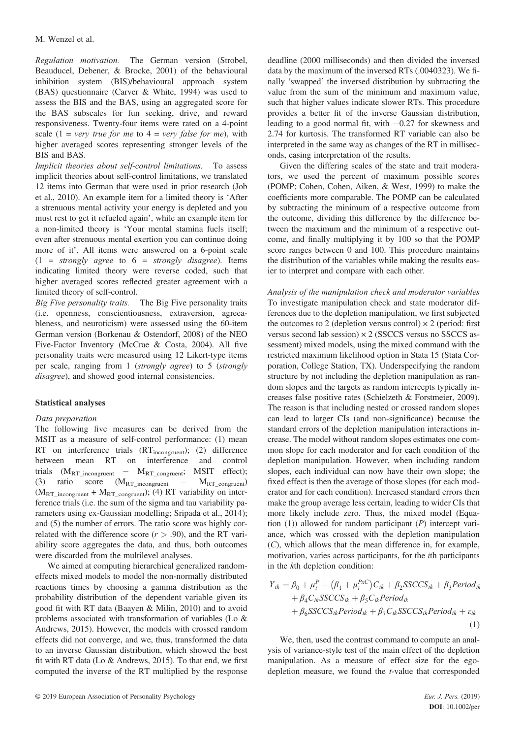*Regulation motivation.* The German version (Strobel, Beauducel, Debener, & Brocke, 2001) of the behavioural inhibition system (BIS)/behavioural approach system (BAS) questionnaire (Carver & White, 1994) was used to assess the BIS and the BAS, using an aggregated score for the BAS subscales for fun seeking, drive, and reward responsiveness. Twenty-four items were rated on a 4-point scale (1 = *very true for me* to 4 = *very false for me*), with higher averaged scores representing stronger levels of the BIS and BAS.

*Implicit theories about self-control limitations.* To assess implicit theories about self-control limitations, we translated 12 items into German that were used in prior research (Job et al., 2010). An example item for a limited theory is 'After a strenuous mental activity your energy is depleted and you must rest to get it refueled again', while an example item for a non-limited theory is 'Your mental stamina fuels itself; even after strenuous mental exertion you can continue doing more of it'. All items were answered on a 6-point scale (1 = *strongly agree* to 6 = *strongly disagree*). Items indicating limited theory were reverse coded, such that higher averaged scores reflected greater agreement with a limited theory of self-control.

*Big Five personality traits.* The Big Five personality traits (i.e. openness, conscientiousness, extraversion, agreeableness, and neuroticism) were assessed using the 60-item German version (Borkenau & Ostendorf, 2008) of the NEO Five-Factor Inventory (McCrae & Costa, 2004). All five personality traits were measured using 12 Likert-type items per scale, ranging from 1 (*strongly agree*) to 5 (*strongly disagree*), and showed good internal consistencies.

## Statistical analyses

### Data preparation

The following five measures can be derived from the MSIT as a measure of self-control performance: (1) mean RT on interference trials ($RT_{incongruent}$); (2) difference between mean RT on interference and control trials ($M_{RT\_incongruent} - M_{RT\_congruent}$; MSIT effect); (3) ratio score ($M_{RT\_incongruent} - M_{RT\_congruent}$) ($M_{RT\_incongruent} + M_{RT\_congruent}$); (4) RT variability on interference trials (i.e. the sum of the sigma and tau variability parameters using ex-Gaussian modelling; Sripada et al., 2014); and (5) the number of errors. The ratio score was highly correlated with the difference score ($r > .90$), and the RT variability score aggregates the data, and thus, both outcomes were discarded from the multilevel analyses.

We aimed at computing hierarchical generalized random-effects mixed models to model the non-normally distributed reactions times by choosing a gamma distribution as the probability distribution of the dependent variable given its good fit with RT data (Baayen & Milin, 2010) and to avoid problems associated with transformation of variables (Lo & Andrews, 2015). However, the models with crossed random effects did not converge, and we, thus, transformed the data to an inverse Gaussian distribution, which showed the best fit with RT data (Lo & Andrews, 2015). To that end, we first computed the inverse of the RT multiplied by the response deadline (2000 milliseconds) and then divided the inversed data by the maximum of the inversed RTs (.0040323). We finally 'swapped' the inversed distribution by subtracting the value from the sum of the minimum and maximum value, such that higher values indicate slower RTs. This procedure provides a better fit of the inverse Gaussian distribution, leading to a good normal fit, with −0.27 for skewness and 2.74 for kurtosis. The transformed RT variable can also be interpreted in the same way as changes of the RT in milliseconds, easing interpretation of the results.

Given the differing scales of the state and trait moderators, we used the percent of maximum possible scores (POMP; Cohen, Cohen, Aiken, & West, 1999) to make the coefficients more comparable. The POMP can be calculated by subtracting the minimum of a respective outcome from the outcome, dividing this difference by the difference between the maximum and the minimum of a respective outcome, and finally multiplying it by 100 so that the POMP score ranges between 0 and 100. This procedure maintains the distribution of the variables while making the results easier to interpret and compare with each other.

### Analysis of the manipulation check and moderator variables

To investigate manipulation check and state moderator differences due to the depletion manipulation, we first subjected the outcomes to 2 (depletion versus control) × 2 (period: first versus second lab session) × 2 (SSCCS versus no SSCCS assessment) mixed models, using the mixed command with the restricted maximum likelihood option in Stata 15 (Stata Corporation, College Station, TX). Underspecifying the random structure by not including the depletion manipulation as random slopes and the targets as random intercepts typically increases false positive rates (Schielzeth & Forstmeier, 2009). The reason is that including nested or crossed random slopes can lead to larger CIs (and non-significance) because the standard errors of the depletion manipulation interactions increase. The model without random slopes estimates one common slope for each moderator and for each condition of the depletion manipulation. However, when including random slopes, each individual can now have their own slope; the fixed effect is then the average of those slopes (for each moderator and for each condition). Increased standard errors then make the group average less certain, leading to wider CIs that more likely include zero. Thus, the mixed model (Equation (1)) allowed for random participant ($P$) intercept variance, which was crossed with the depletion manipulation ($C$), which allows that the mean difference in, for example, motivation, varies across participants, for the $i$th participants in the $k$th depletion condition:

$$Y_{ik} = \beta_0 + \mu_i^P + \left(\beta_1 + \mu_i^{PxC}\right)C_{ik} + \beta_2 SSCCS_{ik} + \beta_3 Period_{ik} + \beta_4 C_{ik} SSCCS_{ik} + \beta_5 C_{ik} Period_{ik} + \beta_6 SSCCS_{ik} Period_{ik} + \beta_7 C_{ik} SSCCS_{ik} Period_{ik} + \varepsilon_{ik} \quad (1)$$

We, then, used the contrast command to compute an analysis of variance-style test of the main effect of the depletion manipulation. As a measure of effect size for the ego-depletion measure, we found the $t$-value that corresponded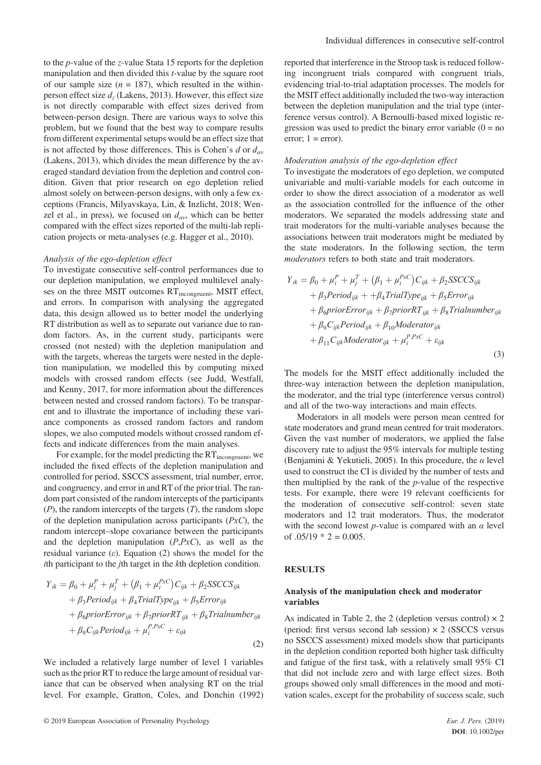to the $p$-value of the $z$-value Stata 15 reports for the depletion manipulation and then divided this $t$-value by the square root of our sample size ($n$ = 187), which resulted in the within-person effect size $d_z$ (Lakens, 2013). However, this effect size is not directly comparable with effect sizes derived from between-person design. There are various ways to solve this problem, but we found that the best way to compare results from different experimental setups would be an effect size that is not affected by those differences. This is Cohen's $d$ or $d_{av}$ (Lakens, 2013), which divides the mean difference by the averaged standard deviation from the depletion and control condition. Given that prior research on ego depletion relied almost solely on between-person designs, with only a few exceptions (Francis, Milyavskaya, Lin, & Inzlicht, 2018; Wenzel et al., in press), we focused on $d_{av}$, which can be better compared with the effect sizes reported of the multi-lab replication projects or meta-analyses (e.g. Hagger et al., 2010).

*Analysis of the ego-depletion effect*

To investigate consecutive self-control performances due to our depletion manipulation, we employed multilevel analyses on the three MSIT outcomes $RT_{incongruent}$, MSIT effect, and errors. In comparison with analysing the aggregated data, this design allowed us to better model the underlying RT distribution as well as to separate out variance due to random factors. As, in the current study, participants were crossed (not nested) with the depletion manipulation and with the targets, whereas the targets were nested in the depletion manipulation, we modelled this by computing mixed models with crossed random effects (see Judd, Westfall, and Kenny, 2017, for more information about the differences between nested and crossed random factors). To be transparent and to illustrate the importance of including these variance components as crossed random factors and random slopes, we also computed models without crossed random effects and indicate differences from the main analyses.

For example, for the model predicting the $RT_{incongruent}$, we included the fixed effects of the depletion manipulation and controlled for period, SSCCS assessment, trial number, error, and congruency, and error in and RT of the prior trial. The random part consisted of the random intercepts of the participants ($P$), the random intercepts of the targets ($T$), the random slope of the depletion manipulation across participants ($PxC$), the random intercept–slope covariance between the participants and the depletion manipulation ($P$,$PxC$), as well as the residual variance ($\varepsilon$). Equation (2) shows the model for the $i$th participant to the $j$th target in the $k$th depletion condition.

$$
\begin{aligned}
Y_{ik} = \beta_0 + \mu_i^P + \mu_j^T + \left(\beta_1 + \mu_i^{PxC}\right)C_{ijk} + \beta_2 SSCCS_{ijk} \\
+ \beta_3 Period_{ijk} + \beta_4 TrialType_{ijk} + \beta_5 Error_{ijk} \\
+ \beta_6 priorError_{ijk} + \beta_7 priorRT_{ijk} + \beta_8 Trialnumber_{ijk} \\
+ \beta_9 C_{ijk} Period_{ijk} + \mu_i^{P,PxC} + \varepsilon_{ijk}
\end{aligned} \tag{2}
$$

We included a relatively large number of level 1 variables such as the prior RT to reduce the large amount of residual variance that can be observed when analysing RT on the trial level. For example, Gratton, Coles, and Donchin (1992) reported that interference in the Stroop task is reduced following incongruent trials compared with congruent trials, evidencing trial-to-trial adaptation processes. The models for the MSIT effect additionally included the two-way interaction between the depletion manipulation and the trial type (interference versus control). A Bernoulli-based mixed logistic regression was used to predict the binary error variable (0 = no error; 1 = error).

*Moderation analysis of the ego-depletion effect*

To investigate the moderators of ego depletion, we computed univariable and multi-variable models for each outcome in order to show the direct association of a moderator as well as the association controlled for the influence of the other moderators. We separated the models addressing state and trait moderators for the multi-variable analyses because the associations between trait moderators might be mediated by the state moderators. In the following section, the term *moderators* refers to both state and trait moderators.

$$
\begin{aligned}
Y_{ik} = \beta_0 + \mu_i^P + \mu_j^T + \left(\beta_1 + \mu_i^{PxC}\right)C_{ijk} + \beta_2 SSCCS_{ijk} \\
+ \beta_3 Period_{ijk} + + \beta_4 TrialType_{ijk} + \beta_5 Error_{ijk} \\
+ \beta_6 priorError_{ijk} + \beta_7 priorRT_{ijk} + \beta_8 Trialnumber_{ijk} \\
+ \beta_9 C_{ijk} Period_{ijk} + \beta_{10} Moderator_{ijk} \\
+ \beta_{11} C_{ijk} Moderator_{ijk} + \mu_i^{P,PxC} + \varepsilon_{ijk}
\end{aligned} \tag{3}
$$

The models for the MSIT effect additionally included the three-way interaction between the depletion manipulation, the moderator, and the trial type (interference versus control) and all of the two-way interactions and main effects.

Moderators in all models were person mean centred for state moderators and grand mean centred for trait moderators. Given the vast number of moderators, we applied the false discovery rate to adjust the 95% intervals for multiple testing (Benjamini & Yekutieli, 2005). In this procedure, the $\alpha$ level used to construct the CI is divided by the number of tests and then multiplied by the rank of the $p$-value of the respective tests. For example, there were 19 relevant coefficients for the moderation of consecutive self-control: seven state moderators and 12 trait moderators. Thus, the moderator with the second lowest $p$-value is compared with an $\alpha$ level of .05/19 * 2 = 0.005.

## RESULTS

### Analysis of the manipulation check and moderator variables

As indicated in Table 2, the 2 (depletion versus control) × 2 (period: first versus second lab session) × 2 (SSCCS versus no SSCCS assessment) mixed models show that participants in the depletion condition reported both higher task difficulty and fatigue of the first task, with a relatively small 95% CI that did not include zero and with large effect sizes. Both groups showed only small differences in the mood and motivation scales, except for the probability of success scale, such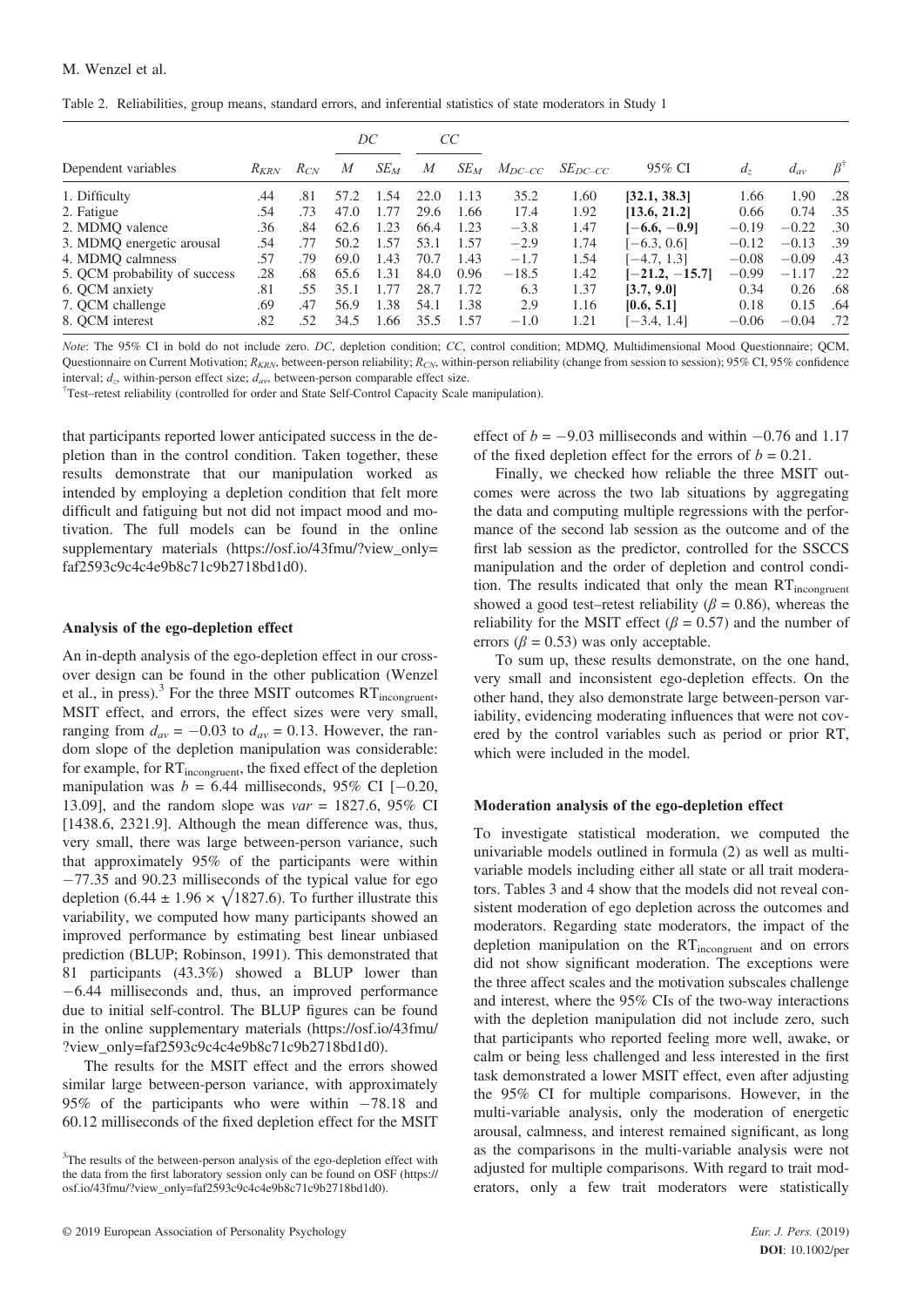Table 2. Reliabilities, group means, standard errors, and inferential statistics of state moderators in Study 1

| Dependent variables | $R_{KRN}$ | $R_{CN}$ | *DC* | | *CC* | | | | | | | |
|---|---|---|---|---|---|---|---|---|---|---|---|---|
| | | | *M* | $SE_M$ | *M* | $SE_M$ | $M_{DC–CC}$ | $SE_{DC–CC}$ | 95% CI | $d_z$ | $d_{av}$ | $\beta^†$ |
| 1. Difficulty | .44 | .81 | 57.2 | 1.54 | 22.0 | 1.13 | 35.2 | 1.60 | **[32.1, 38.3]** | 1.66 | 1.90 | .28 |
| 2. Fatigue | .54 | .73 | 47.0 | 1.77 | 29.6 | 1.66 | 17.4 | 1.92 | **[13.6, 21.2]** | 0.66 | 0.74 | .35 |
| 2. MDMQ valence | .36 | .84 | 62.6 | 1.23 | 66.4 | 1.23 | −3.8 | 1.47 | **[−6.6, −0.9]** | −0.19 | −0.22 | .30 |
| 3. MDMQ energetic arousal | .54 | .77 | 50.2 | 1.57 | 53.1 | 1.57 | −2.9 | 1.74 | [−6.3, 0.6] | −0.12 | −0.13 | .39 |
| 4. MDMQ calmness | .57 | .79 | 69.0 | 1.43 | 70.7 | 1.43 | −1.7 | 1.54 | [−4.7, 1.3] | −0.08 | −0.09 | .43 |
| 5. QCM probability of success | .28 | .68 | 65.6 | 1.31 | 84.0 | 0.96 | −18.5 | 1.42 | **[−21.2, −15.7]** | −0.99 | −1.17 | .22 |
| 6. QCM anxiety | .81 | .55 | 35.1 | 1.77 | 28.7 | 1.72 | 6.3 | 1.37 | **[3.7, 9.0]** | 0.34 | 0.26 | .68 |
| 7. QCM challenge | .69 | .47 | 56.9 | 1.38 | 54.1 | 1.38 | 2.9 | 1.16 | **[0.6, 5.1]** | 0.18 | 0.15 | .64 |
| 8. QCM interest | .82 | .52 | 34.5 | 1.66 | 35.5 | 1.57 | −1.0 | 1.21 | [−3.4, 1.4] | −0.06 | −0.04 | .72 |

*Note*: The 95% CI in bold do not include zero. *DC*, depletion condition; *CC*, control condition; MDMQ, Multidimensional Mood Questionnaire; QCM, Questionnaire on Current Motivation; $R_{KRN}$, between-person reliability; $R_{CN}$, within-person reliability (change from session to session); 95% CI, 95% confidence interval; $d_z$, within-person effect size; $d_{av}$, between-person comparable effect size.

†Test–retest reliability (controlled for order and State Self-Control Capacity Scale manipulation).

that participants reported lower anticipated success in the depletion than in the control condition. Taken together, these results demonstrate that our manipulation worked as intended by employing a depletion condition that felt more difficult and fatiguing but not did not impact mood and motivation. The full models can be found in the online supplementary materials (https://osf.io/43fmu/?view_only=faf2593c9c4c4e9b8c71c9b2718bd1d0).

### Analysis of the ego-depletion effect

An in-depth analysis of the ego-depletion effect in our cross-over design can be found in the other publication (Wenzel et al., in press).[3] For the three MSIT outcomes $RT_{incongruent}$, MSIT effect, and errors, the effect sizes were very small, ranging from $d_{av} = -0.03$ to $d_{av} = 0.13$. However, the random slope of the depletion manipulation was considerable: for example, for $RT_{incongruent}$, the fixed effect of the depletion manipulation was $b = 6.44$ milliseconds, 95% CI [−0.20, 13.09], and the random slope was $var = 1827.6$, 95% CI [1438.6, 2321.9]. Although the mean difference was, thus, very small, there was large between-person variance, such that approximately 95% of the participants were within −77.35 and 90.23 milliseconds of the typical value for ego depletion ($6.44 \pm 1.96 \times \sqrt{1827.6}$). To further illustrate this variability, we computed how many participants showed an improved performance by estimating best linear unbiased prediction (BLUP; Robinson, 1991). This demonstrated that 81 participants (43.3%) showed a BLUP lower than −6.44 milliseconds and, thus, an improved performance due to initial self-control. The BLUP figures can be found in the online supplementary materials (https://osf.io/43fmu/?view_only=faf2593c9c4c4e9b8c71c9b2718bd1d0).

The results for the MSIT effect and the errors showed similar large between-person variance, with approximately 95% of the participants who were within −78.18 and 60.12 milliseconds of the fixed depletion effect for the MSIT effect of $b = -9.03$ milliseconds and within −0.76 and 1.17 of the fixed depletion effect for the errors of $b = 0.21$.

Finally, we checked how reliable the three MSIT outcomes were across the two lab situations by aggregating the data and computing multiple regressions with the performance of the second lab session as the outcome and of the first lab session as the predictor, controlled for the SSCCS manipulation and the order of depletion and control condition. The results indicated that only the mean $RT_{incongruent}$ showed a good test–retest reliability ($\beta = 0.86$), whereas the reliability for the MSIT effect ($\beta = 0.57$) and the number of errors ($\beta = 0.53$) was only acceptable.

To sum up, these results demonstrate, on the one hand, very small and inconsistent ego-depletion effects. On the other hand, they also demonstrate large between-person variability, evidencing moderating influences that were not covered by the control variables such as period or prior RT, which were included in the model.

### Moderation analysis of the ego-depletion effect

To investigate statistical moderation, we computed the univariable models outlined in formula (2) as well as multi-variable models including either all state or all trait moderators. Tables 3 and 4 show that the models did not reveal consistent moderation of ego depletion across the outcomes and moderators. Regarding state moderators, the impact of the depletion manipulation on the $RT_{incongruent}$ and on errors did not show significant moderation. The exceptions were the three affect scales and the motivation subscales challenge and interest, where the 95% CIs of the two-way interactions with the depletion manipulation did not include zero, such that participants who reported feeling more well, awake, or calm or being less challenged and less interested in the first task demonstrated a lower MSIT effect, even after adjusting the 95% CI for multiple comparisons. However, in the multi-variable analysis, only the moderation of energetic arousal, calmness, and interest remained significant, as long as the comparisons in the multi-variable analysis were not adjusted for multiple comparisons. With regard to trait moderators, only a few trait moderators were statistically

[3]The results of the between-person analysis of the ego-depletion effect with the data from the first laboratory session only can be found on OSF (https://osf.io/43fmu/?view_only=faf2593c9c4c4e9b8c71c9b2718bd1d0).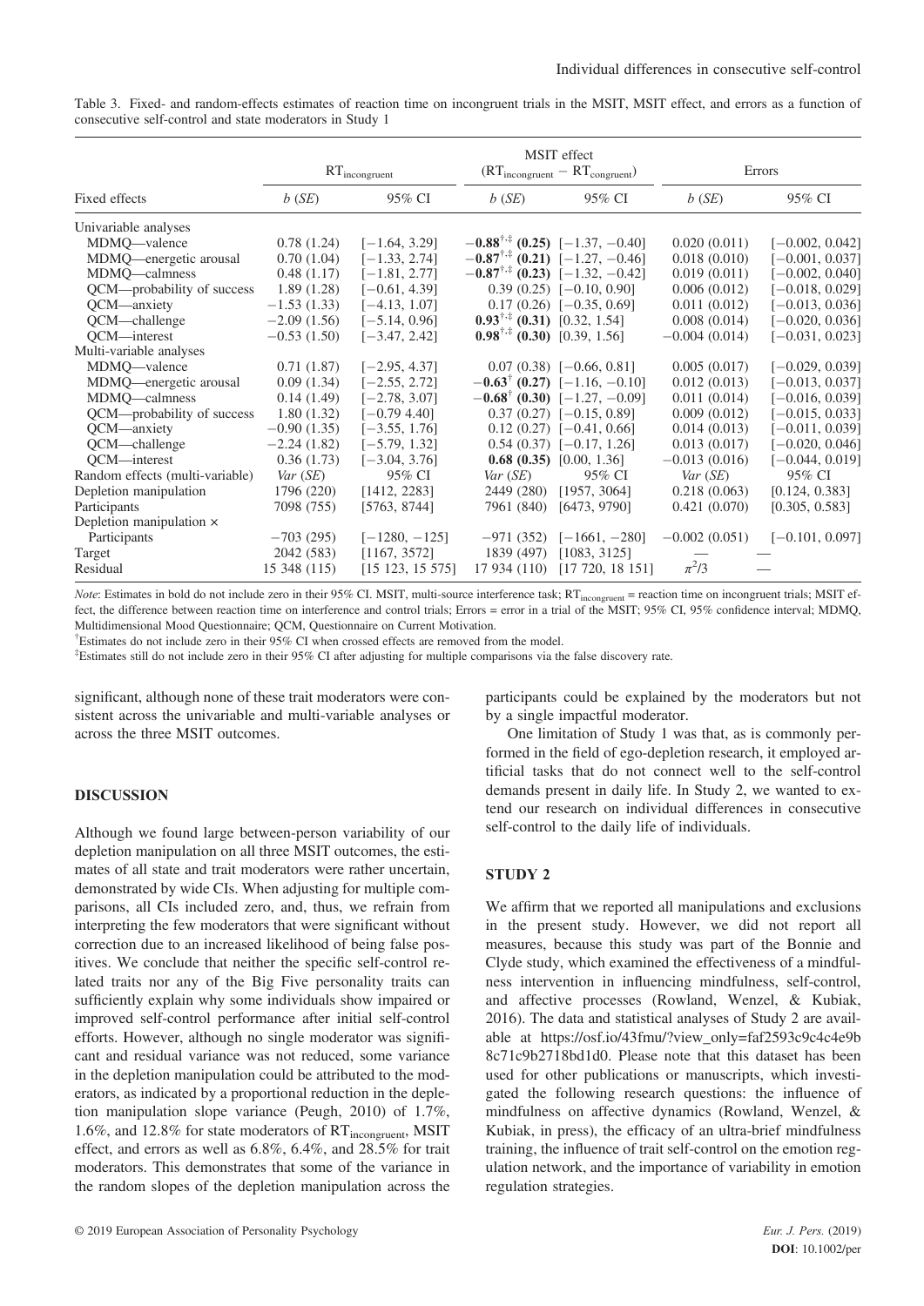Table 3. Fixed- and random-effects estimates of reaction time on incongruent trials in the MSIT, MSIT effect, and errors as a function of consecutive self-control and state moderators in Study 1

| | $RT_{incongruent}$ | | MSIT effect ($RT_{incongruent} - RT_{congruent}$) | | Errors | |
|---|---|---|---|---|---|---|
| Fixed effects | *b* (*SE*) | 95% CI | *b* (*SE*) | 95% CI | *b* (*SE*) | 95% CI |
| Univariable analyses | | | | | | |
| MDMQ—valence | 0.78 (1.24) | [−1.64, 3.29] | **−0.88**[†,‡] **(0.25)** | [−1.37, −0.40] | 0.020 (0.011) | [−0.002, 0.042] |
| MDMQ—energetic arousal | 0.70 (1.04) | [−1.33, 2.74] | **−0.87**[†,‡] **(0.21)** | [−1.27, −0.46] | 0.018 (0.010) | [−0.001, 0.037] |
| MDMQ—calmness | 0.48 (1.17) | [−1.81, 2.77] | **−0.87**[†,‡] **(0.23)** | [−1.32, −0.42] | 0.019 (0.011) | [−0.002, 0.040] |
| QCM—probability of success | 1.89 (1.28) | [−0.61, 4.39] | 0.39 (0.25) | [−0.10, 0.90] | 0.006 (0.012) | [−0.018, 0.029] |
| QCM—anxiety | −1.53 (1.33) | [−4.13, 1.07] | 0.17 (0.26) | [−0.35, 0.69] | 0.011 (0.012) | [−0.013, 0.036] |
| QCM—challenge | −2.09 (1.56) | [−5.14, 0.96] | **0.93**[†,‡] **(0.31)** | [0.32, 1.54] | 0.008 (0.014) | [−0.020, 0.036] |
| QCM—interest | −0.53 (1.50) | [−3.47, 2.42] | **0.98**[†,‡] **(0.30)** | [0.39, 1.56] | −0.004 (0.014) | [−0.031, 0.023] |
| Multi-variable analyses | | | | | | |
| MDMQ—valence | 0.71 (1.87) | [−2.95, 4.37] | 0.07 (0.38) | [−0.66, 0.81] | 0.005 (0.017) | [−0.029, 0.039] |
| MDMQ—energetic arousal | 0.09 (1.34) | [−2.55, 2.72] | **−0.63**[†] **(0.27)** | [−1.16, −0.10] | 0.012 (0.013) | [−0.013, 0.037] |
| MDMQ—calmness | 0.14 (1.49) | [−2.78, 3.07] | **−0.68**[†] **(0.30)** | [−1.27, −0.09] | 0.011 (0.014) | [−0.016, 0.039] |
| QCM—probability of success | 1.80 (1.32) | [−0.79 4.40] | 0.37 (0.27) | [−0.15, 0.89] | 0.009 (0.012) | [−0.015, 0.033] |
| QCM—anxiety | −0.90 (1.35) | [−3.55, 1.76] | 0.12 (0.27) | [−0.41, 0.66] | 0.014 (0.013) | [−0.011, 0.039] |
| QCM—challenge | −2.24 (1.82) | [−5.79, 1.32] | 0.54 (0.37) | [−0.17, 1.26] | 0.013 (0.017) | [−0.020, 0.046] |
| QCM—interest | 0.36 (1.73) | [−3.04, 3.76] | **0.68 (0.35)** | [0.00, 1.36] | −0.013 (0.016) | [−0.044, 0.019] |
| Random effects (multi-variable) | *Var* (*SE*) | 95% CI | *Var* (*SE*) | 95% CI | *Var* (*SE*) | 95% CI |
| Depletion manipulation | 1796 (220) | [1412, 2283] | 2449 (280) | [1957, 3064] | 0.218 (0.063) | [0.124, 0.383] |
| Participants | 7098 (755) | [5763, 8744] | 7961 (840) | [6473, 9790] | 0.421 (0.070) | [0.305, 0.583] |
| Depletion manipulation × Participants | −703 (295) | [−1280, −125] | −971 (352) | [−1661, −280] | −0.002 (0.051) | [−0.101, 0.097] |
| Target | 2042 (583) | [1167, 3572] | 1839 (497) | [1083, 3125] | — | — |
| Residual | 15 348 (115) | [15 123, 15 575] | 17 934 (110) | [17 720, 18 151] | $\pi^2/3$ | — |

*Note*: Estimates in bold do not include zero in their 95% CI. MSIT, multi-source interference task; $RT_{incongruent}$ = reaction time on incongruent trials; MSIT effect, the difference between reaction time on interference and control trials; Errors = error in a trial of the MSIT; 95% CI, 95% confidence interval; MDMQ, Multidimensional Mood Questionnaire; QCM, Questionnaire on Current Motivation.

[†]Estimates do not include zero in their 95% CI when crossed effects are removed from the model.

[‡]Estimates still do not include zero in their 95% CI after adjusting for multiple comparisons via the false discovery rate.

significant, although none of these trait moderators were consistent across the univariable and multi-variable analyses or across the three MSIT outcomes.

## DISCUSSION

Although we found large between-person variability of our depletion manipulation on all three MSIT outcomes, the estimates of all state and trait moderators were rather uncertain, demonstrated by wide CIs. When adjusting for multiple comparisons, all CIs included zero, and, thus, we refrain from interpreting the few moderators that were significant without correction due to an increased likelihood of being false positives. We conclude that neither the specific self-control related traits nor any of the Big Five personality traits can sufficiently explain why some individuals show impaired or improved self-control performance after initial self-control efforts. However, although no single moderator was significant and residual variance was not reduced, some variance in the depletion manipulation could be attributed to the moderators, as indicated by a proportional reduction in the depletion manipulation slope variance (Peugh, 2010) of 1.7%, 1.6%, and 12.8% for state moderators of $RT_{incongruent}$, MSIT effect, and errors as well as 6.8%, 6.4%, and 28.5% for trait moderators. This demonstrates that some of the variance in the random slopes of the depletion manipulation across the participants could be explained by the moderators but not by a single impactful moderator.

One limitation of Study 1 was that, as is commonly performed in the field of ego-depletion research, it employed artificial tasks that do not connect well to the self-control demands present in daily life. In Study 2, we wanted to extend our research on individual differences in consecutive self-control to the daily life of individuals.

## STUDY 2

We affirm that we reported all manipulations and exclusions in the present study. However, we did not report all measures, because this study was part of the Bonnie and Clyde study, which examined the effectiveness of a mindfulness intervention in influencing mindfulness, self-control, and affective processes (Rowland, Wenzel, & Kubiak, 2016). The data and statistical analyses of Study 2 are available at https://osf.io/43fmu/?view_only=faf2593c9c4c4e9b8c17c9b2718bd1d0. Please note that this dataset has been used for other publications or manuscripts, which investigated the following research questions: the influence of mindfulness on affective dynamics (Rowland, Wenzel, & Kubiak, in press), the efficacy of an ultra-brief mindfulness training, the influence of trait self-control on the emotion regulation network, and the importance of variability in emotion regulation strategies.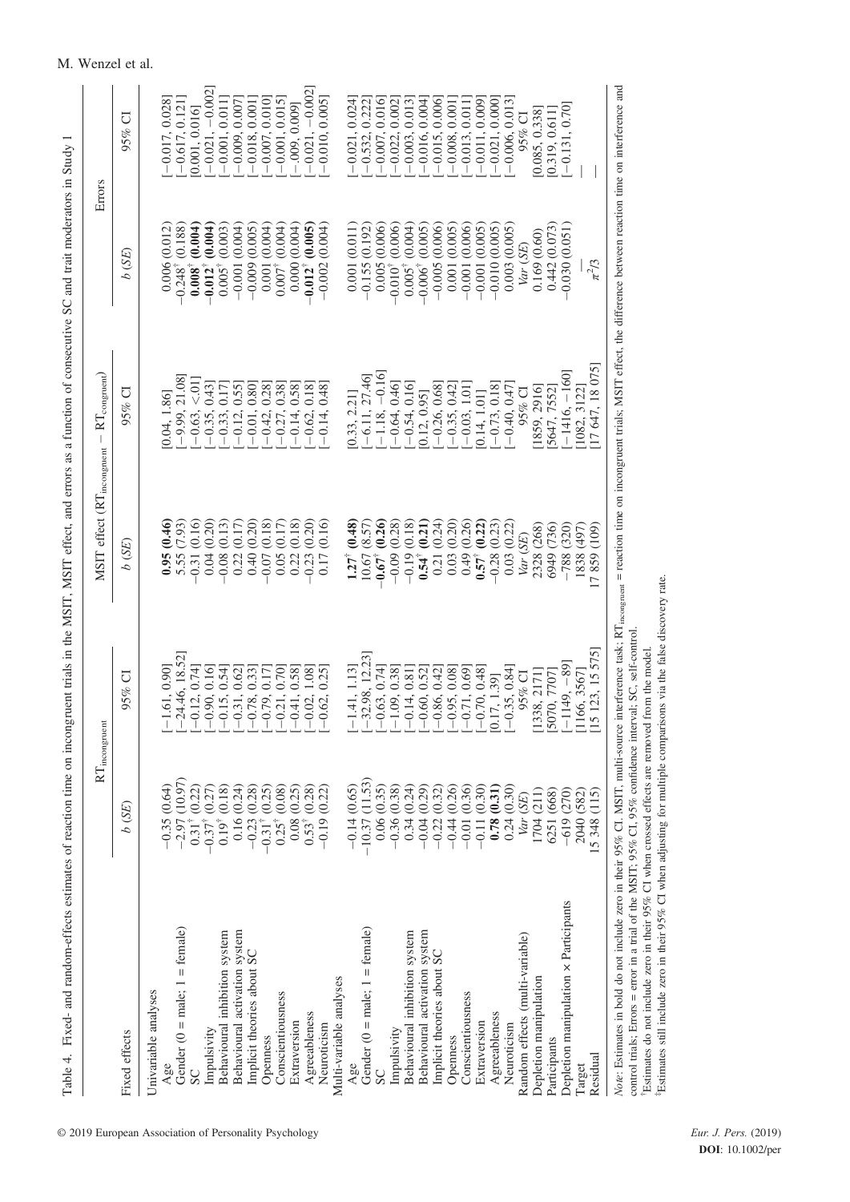Table 4. Fixed- and random-effects estimates of reaction time on incongruent trials in the MSIT, MSIT effect, and errors as a function of consecutive SC and trait moderators in Study 1

| Fixed effects | $RT_{incongruent}$ | | MSIT effect ($RT_{incongruent} - RT_{congruent}$) | | Errors | |
|---|---|---|---|---|---|---|
| | *b (SE)* | *95% CI* | *b (SE)* | *95% CI* | *b (SE)* | *95% CI* |
| Univariable analyses | | | | | | |
| Age | −0.35 (0.64) | [−1.61, 0.90] | **0.95 (0.46)** | [0.04, 1.86] | 0.006 (0.012) | [−0.017, 0.028] |
| Gender (0 = male; 1 = female) | −2.97 (10.97) | [−24.46, 18.52] | 5.55 (7.93) | [−9.99, 21.08] | −0.248[†] (0.188) | [−0.617, 0.121] |
| SC | 0.31[†] (0.22) | [−0.12, 0.74] | −0.31 (0.16) | [−0.63, <.01] | **0.008[†] (0.004)** | [0.001, 0.016] |
| Impulsivity | −0.37[†] (0.27) | [−0.90, 0.16] | 0.04 (0.20) | [−0.35, 0.43] | **−0.012[†] (0.004)** | [−0.021, −0.002] |
| Behavioural inhibition system | 0.19[†] (0.18) | [−0.15, 0.54] | −0.08 (0.13) | [−0.33, 0.17] | 0.005[†] (0.003) | [−0.001, 0.011] |
| Behavioural activation system | 0.16 (0.24) | [−0.31, 0.62] | 0.22 (0.17) | [−0.12, 0.55] | −0.001 (0.004) | [−0.009, 0.007] |
| Implicit theories about SC | −0.23 (0.28) | [−0.78, 0.33] | 0.40 (0.20) | [−0.01, 0.80] | −0.009 (0.005) | [−0.018, 0.001] |
| Openness | −0.31[†] (0.25) | [−0.79, 0.17] | −0.07 (0.18) | [−0.42, 0.28] | 0.001 (0.004) | [−0.007, 0.010] |
| Conscientiousness | 0.25[†] (0.08) | [−0.21, 0.70] | 0.05 (0.17) | [−0.27, 0.38] | 0.007[†] (0.004) | [−0.001, 0.015] |
| Extraversion | 0.08 (0.25) | [−0.41, 0.58] | 0.22 (0.18) | [−0.14, 0.58] | 0.000 (0.004) | [−.009, 0.009] |
| Agreeableness | 0.53[†] (0.28) | [−0.02, 1.08] | −0.23 (0.20) | [−0.62, 0.18] | **−0.012[†] (0.005)** | [−0.021, −0.002] |
| Neuroticism | −0.19 (0.22) | [−0.62, 0.25] | 0.17 (0.16) | [−0.14, 0.48] | −0.002 (0.004) | [−0.010, 0.005] |
| Multi-variable analyses | | | | | | |
| Age | −0.14 (0.65) | [−1.41, 1.13] | **1.27[†] (0.48)** | [0.33, 2.21] | 0.001 (0.011) | [−0.021, 0.024] |
| Gender (0 = male; 1 = female) | −10.37 (11.53) | [−32.98, 12.23] | 10.67 (8.57) | [−6.11, 27.46] | −0.155 (0.192) | [−0.532, 0.222] |
| SC | 0.06 (0.35) | [−0.63, 0.74] | **−0.67[†] (0.26)** | [−1.18, −0.16] | 0.005 (0.006) | [−0.007, 0.016] |
| Impulsivity | −0.36 (0.38) | [−1.09, 0.38] | −0.09 (0.28) | [−0.64, 0.46] | −0.010[†] (0.006) | [−0.022, 0.002] |
| Behavioural inhibition system | 0.34 (0.24) | [−0.14, 0.81] | −0.19 (0.18) | [−0.54, 0.16] | 0.005[†] (0.004) | [−0.003, 0.013] |
| Behavioural activation system | −0.04 (0.29) | [−0.60, 0.52] | **0.54[†] (0.21)** | [0.12, 0.95] | −0.006[†] (0.005) | [−0.016, 0.004] |
| Implicit theories about SC | −0.22 (0.32) | [−0.86, 0.42] | 0.21 (0.24) | [−0.26, 0.68] | −0.005 (0.006) | [−0.015, 0.006] |
| Openness | −0.44 (0.26) | [−0.95, 0.08] | 0.03 (0.20) | [−0.35, 0.42] | 0.001 (0.005) | [−0.008, 0.001] |
| Conscientiousness | −0.01 (0.36) | [−0.71, 0.69] | 0.49 (0.26) | [−0.03, 1.01] | −0.001 (0.006) | [−0.013, 0.011] |
| Extraversion | −0.11 (0.30) | [−0.70, 0.48] | **0.57[†] (0.22)** | [0.14, 1.01] | −0.001 (0.005) | [−0.011, 0.009] |
| Agreeableness | **0.78 (0.31)** | [0.17, 1.39] | −0.28 (0.23) | [−0.73, 0.18] | −0.010 (0.005) | [−0.021, 0.000] |
| Neuroticism | 0.24 (0.30) | [−0.35, 0.84] | 0.03 (0.22) | [−0.40, 0.47] | 0.003 (0.005) | [−0.006, 0.013] |
| Random effects (multi-variable) | *Var (SE)* | *95% CI* | *Var (SE)* | *95% CI* | *Var (SE)* | *95% CI* |
| Depletion manipulation | 1704 (211) | [1338, 2171] | 2328 (268) | [1859, 2916] | 0.169 (0.60) | [0.085, 0.338] |
| Participants | 6251 (668) | [5070, 7707] | 6949 (736) | [5647, 7552] | 0.442 (0.073) | [0.319, 0.611] |
| Depletion manipulation × Participants | −619 (270) | [−1149, −89] | −788 (320) | [−1416, −160] | −0.030 (0.051) | [−0.131, 0.70] |
| Target | 2040 (582) | [1166, 3567] | 1838 (497) | [1082, 3122] | — | — |
| Residual | 15 348 (115) | [15 123, 15 575] | 17 859 (109) | [17 647, 18 075] | $\pi^2/3$ | — |

*Note*: Estimates in bold do not include zero in their 95% CI. MSIT, multi-source interference task; $RT_{incongruent}$ = reaction time on incongruent trials; MSIT effect, the difference between reaction time on interference and control trials; Errors = error in a trial of the MSIT; 95% CI, 95% confidence interval; SC, self-control.

[†]Estimates do not include zero in their 95% CI when crossed effects are removed from the model.

[‡]Estimates still include zero in their 95% CI when adjusting for multiple comparisons via the false discovery rate.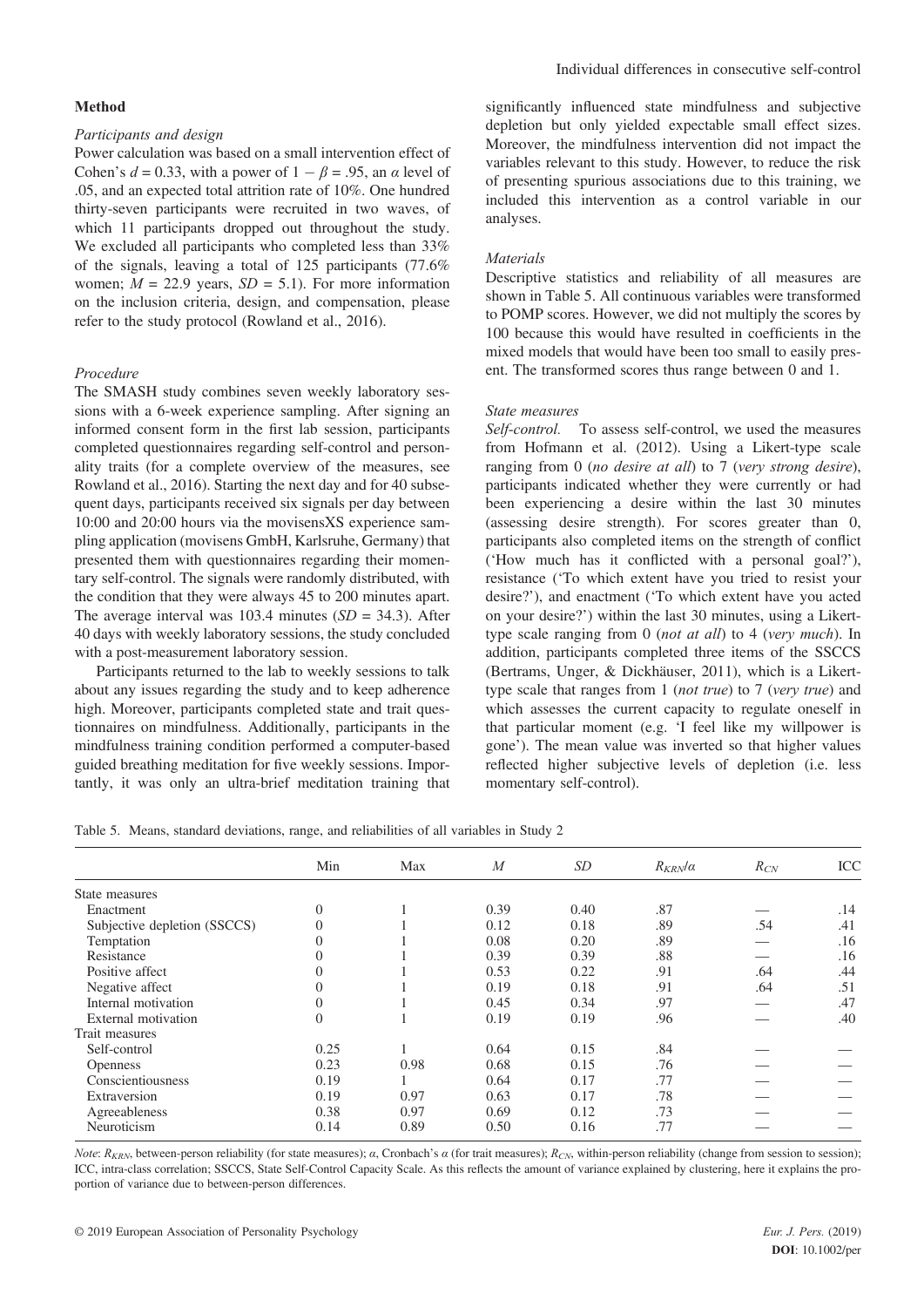## Method

### Participants and design

Power calculation was based on a small intervention effect of Cohen's $d = 0.33$, with a power of $1 - \beta = .95$, an $\alpha$ level of .05, and an expected total attrition rate of 10%. One hundred thirty-seven participants were recruited in two waves, of which 11 participants dropped out throughout the study. We excluded all participants who completed less than 33% of the signals, leaving a total of 125 participants (77.6% women; $M = 22.9$ years, $SD = 5.1$). For more information on the inclusion criteria, design, and compensation, please refer to the study protocol (Rowland et al., 2016).

### Procedure

The SMASH study combines seven weekly laboratory sessions with a 6-week experience sampling. After signing an informed consent form in the first lab session, participants completed questionnaires regarding self-control and personality traits (for a complete overview of the measures, see Rowland et al., 2016). Starting the next day and for 40 subsequent days, participants received six signals per day between 10:00 and 20:00 hours via the movisensXS experience sampling application (movisens GmbH, Karlsruhe, Germany) that presented them with questionnaires regarding their momentary self-control. The signals were randomly distributed, with the condition that they were always 45 to 200 minutes apart. The average interval was 103.4 minutes ($SD = 34.3$). After 40 days with weekly laboratory sessions, the study concluded with a post-measurement laboratory session.

Participants returned to the lab to weekly sessions to talk about any issues regarding the study and to keep adherence high. Moreover, participants completed state and trait questionnaires on mindfulness. Additionally, participants in the mindfulness training condition performed a computer-based guided breathing meditation for five weekly sessions. Importantly, it was only an ultra-brief meditation training that significantly influenced state mindfulness and subjective depletion but only yielded expectable small effect sizes. Moreover, the mindfulness intervention did not impact the variables relevant to this study. However, to reduce the risk of presenting spurious associations due to this training, we included this intervention as a control variable in our analyses.

### Materials

Descriptive statistics and reliability of all measures are shown in Table 5. All continuous variables were transformed to POMP scores. However, we did not multiply the scores by 100 because this would have resulted in coefficients in the mixed models that would have been too small to easily present. The transformed scores thus range between 0 and 1.

### State measures

*Self-control.* To assess self-control, we used the measures from Hofmann et al. (2012). Using a Likert-type scale ranging from 0 (*no desire at all*) to 7 (*very strong desire*), participants indicated whether they were currently or had been experiencing a desire within the last 30 minutes (assessing desire strength). For scores greater than 0, participants also completed items on the strength of conflict ('How much has it conflicted with a personal goal?'), resistance ('To which extent have you tried to resist your desire?'), and enactment ('To which extent have you acted on your desire?') within the last 30 minutes, using a Likert-type scale ranging from 0 (*not at all*) to 4 (*very much*). In addition, participants completed three items of the SSCCS (Bertrams, Unger, & Dickhäuser, 2011), which is a Likert-type scale that ranges from 1 (*not true*) to 7 (*very true*) and which assesses the current capacity to regulate oneself in that particular moment (e.g. 'I feel like my willpower is gone'). The mean value was inverted so that higher values reflected higher subjective levels of depletion (i.e. less momentary self-control).

Table 5. Means, standard deviations, range, and reliabilities of all variables in Study 2

| | Min | Max | $M$ | $SD$ | $R_{KRN}/\alpha$ | $R_{CN}$ | ICC |
|---|---|---|---|---|---|---|---|
| State measures | | | | | | | |
| Enactment | 0 | 1 | 0.39 | 0.40 | .87 | — | .14 |
| Subjective depletion (SSCCS) | 0 | 1 | 0.12 | 0.18 | .89 | .54 | .41 |
| Temptation | 0 | 1 | 0.08 | 0.20 | .89 | — | .16 |
| Resistance | 0 | 1 | 0.39 | 0.39 | .88 | — | .16 |
| Positive affect | 0 | 1 | 0.53 | 0.22 | .91 | .64 | .44 |
| Negative affect | 0 | 1 | 0.19 | 0.18 | .91 | .64 | .51 |
| Internal motivation | 0 | 1 | 0.45 | 0.34 | .97 | — | .47 |
| External motivation | 0 | 1 | 0.19 | 0.19 | .96 | — | .40 |
| Trait measures | | | | | | | |
| Self-control | 0.25 | 1 | 0.64 | 0.15 | .84 | — | — |
| Openness | 0.23 | 0.98 | 0.68 | 0.15 | .76 | — | — |
| Conscientiousness | 0.19 | 1 | 0.64 | 0.17 | .77 | — | — |
| Extraversion | 0.19 | 0.97 | 0.63 | 0.17 | .78 | — | — |
| Agreeableness | 0.38 | 0.97 | 0.69 | 0.12 | .73 | — | — |
| Neuroticism | 0.14 | 0.89 | 0.50 | 0.16 | .77 | — | — |

*Note*: $R_{KRN}$, between-person reliability (for state measures); $\alpha$, Cronbach's $\alpha$ (for trait measures); $R_{CN}$, within-person reliability (change from session to session); ICC, intra-class correlation; SSCCS, State Self-Control Capacity Scale. As this reflects the amount of variance explained by clustering, here it explains the proportion of variance due to between-person differences.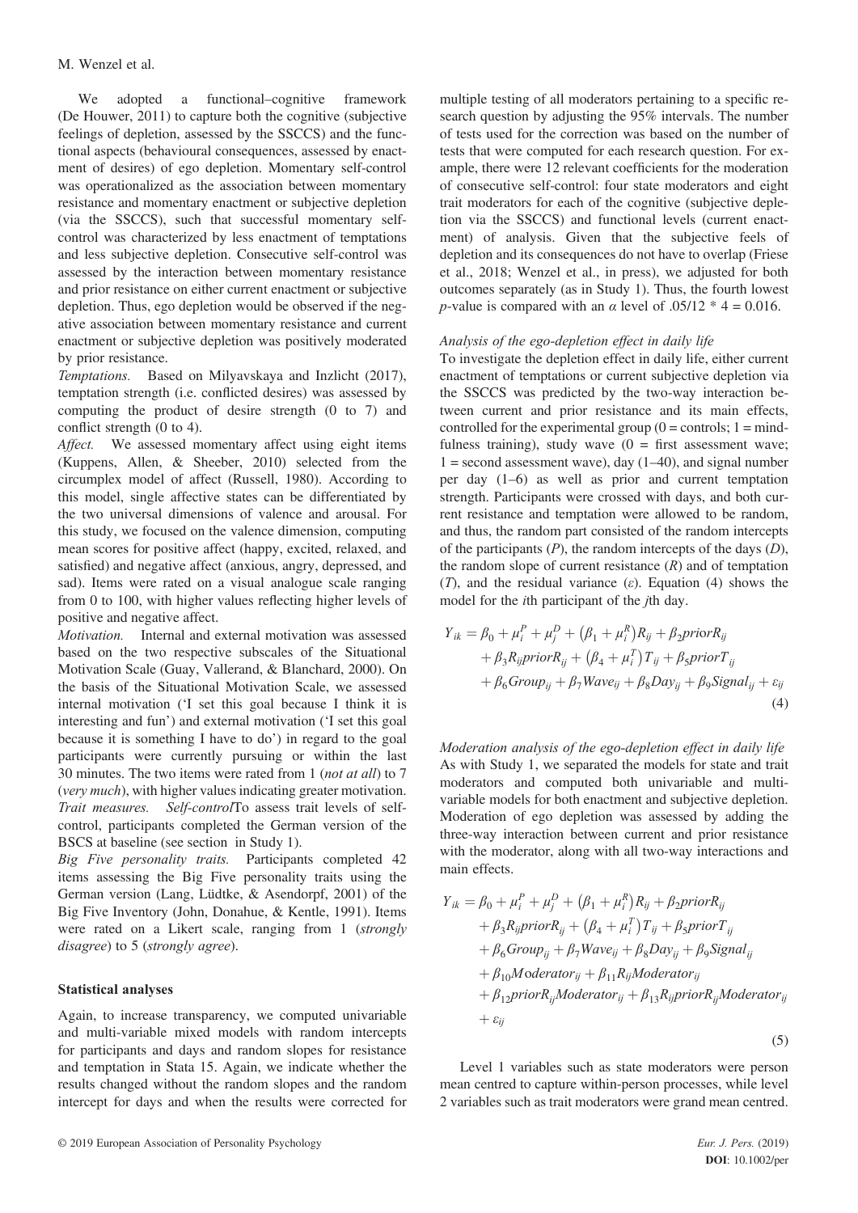We adopted a functional–cognitive framework (De Houwer, 2011) to capture both the cognitive (subjective feelings of depletion, assessed by the SSCCS) and the functional aspects (behavioural consequences, assessed by enactment of desires) of ego depletion. Momentary self-control was operationalized as the association between momentary resistance and momentary enactment or subjective depletion (via the SSCCS), such that successful momentary self-control was characterized by less enactment of temptations and less subjective depletion. Consecutive self-control was assessed by the interaction between momentary resistance and prior resistance on either current enactment or subjective depletion. Thus, ego depletion would be observed if the negative association between momentary resistance and current enactment or subjective depletion was positively moderated by prior resistance.

*Temptations.* Based on Milyavskaya and Inzlicht (2017), temptation strength (i.e. conflicted desires) was assessed by computing the product of desire strength (0 to 7) and conflict strength (0 to 4).

*Affect.* We assessed momentary affect using eight items (Kuppens, Allen, & Sheeber, 2010) selected from the circumplex model of affect (Russell, 1980). According to this model, single affective states can be differentiated by the two universal dimensions of valence and arousal. For this study, we focused on the valence dimension, computing mean scores for positive affect (happy, excited, relaxed, and satisfied) and negative affect (anxious, angry, depressed, and sad). Items were rated on a visual analogue scale ranging from 0 to 100, with higher values reflecting higher levels of positive and negative affect.

*Motivation.* Internal and external motivation was assessed based on the two respective subscales of the Situational Motivation Scale (Guay, Vallerand, & Blanchard, 2000). On the basis of the Situational Motivation Scale, we assessed internal motivation ('I set this goal because I think it is interesting and fun') and external motivation ('I set this goal because it is something I have to do') in regard to the goal participants were currently pursuing or within the last 30 minutes. The two items were rated from 1 (*not at all*) to 7 (*very much*), with higher values indicating greater motivation.

*Trait measures.* *Self-control*To assess trait levels of self-control, participants completed the German version of the BSCS at baseline (see section in Study 1).

*Big Five personality traits.* Participants completed 42 items assessing the Big Five personality traits using the German version (Lang, Lüdtke, & Asendorpf, 2001) of the Big Five Inventory (John, Donahue, & Kentle, 1991). Items were rated on a Likert scale, ranging from 1 (*strongly disagree*) to 5 (*strongly agree*).

## Statistical analyses

Again, to increase transparency, we computed univariable and multi-variable mixed models with random intercepts for participants and days and random slopes for resistance and temptation in Stata 15. Again, we indicate whether the results changed without the random slopes and the random intercept for days and when the results were corrected for multiple testing of all moderators pertaining to a specific research question by adjusting the 95% intervals. The number of tests used for the correction was based on the number of tests that were computed for each research question. For example, there were 12 relevant coefficients for the moderation of consecutive self-control: four state moderators and eight trait moderators for each of the cognitive (subjective depletion via the SSCCS) and functional levels (current enactment) of analysis. Given that the subjective feels of depletion and its consequences do not have to overlap (Friese et al., 2018; Wenzel et al., in press), we adjusted for both outcomes separately (as in Study 1). Thus, the fourth lowest $p$-value is compared with an $\alpha$ level of $.05/12 * 4 = 0.016$.

### Analysis of the ego-depletion effect in daily life

To investigate the depletion effect in daily life, either current enactment of temptations or current subjective depletion via the SSCCS was predicted by the two-way interaction between current and prior resistance and its main effects, controlled for the experimental group (0 = controls; 1 = mindfulness training), study wave (0 = first assessment wave; 1 = second assessment wave), day (1–40), and signal number per day (1–6) as well as prior and current temptation strength. Participants were crossed with days, and both current resistance and temptation were allowed to be random, and thus, the random part consisted of the random intercepts of the participants ($P$), the random intercepts of the days ($D$), the random slope of current resistance ($R$) and of temptation ($T$), and the residual variance ($\varepsilon$). Equation (4) shows the model for the $i$th participant of the $j$th day.

$$
\begin{aligned}
Y_{ik} = {} & \beta_0 + \mu_i^P + \mu_j^D + \left(\beta_1 + \mu_i^R\right)R_{ij} + \beta_2 priorR_{ij} \\
& + \beta_3 R_{ij} priorR_{ij} + \left(\beta_4 + \mu_i^T\right)T_{ij} + \beta_5 priorT_{ij} \\
& + \beta_6 Group_{ij} + \beta_7 Wave_{ij} + \beta_8 Day_{ij} + \beta_9 Signal_{ij} + \varepsilon_{ij}
\end{aligned} \tag{4}
$$

### Moderation analysis of the ego-depletion effect in daily life

As with Study 1, we separated the models for state and trait moderators and computed both univariable and multi-variable models for both enactment and subjective depletion. Moderation of ego depletion was assessed by adding the three-way interaction between current and prior resistance with the moderator, along with all two-way interactions and main effects.

$$
\begin{aligned}
Y_{ik} = {} & \beta_0 + \mu_i^P + \mu_j^D + \left(\beta_1 + \mu_i^R\right)R_{ij} + \beta_2 priorR_{ij} \\
& + \beta_3 R_{ij} priorR_{ij} + \left(\beta_4 + \mu_i^T\right)T_{ij} + \beta_5 priorT_{ij} \\
& + \beta_6 Group_{ij} + \beta_7 Wave_{ij} + \beta_8 Day_{ij} + \beta_9 Signal_{ij} \\
& + \beta_{10} Moderator_{ij} + \beta_{11} R_{ij} Moderator_{ij} \\
& + \beta_{12} priorR_{ij} Moderator_{ij} + \beta_{13} R_{ij} priorR_{ij} Moderator_{ij} \\
& + \varepsilon_{ij}
\end{aligned} \tag{5}
$$

Level 1 variables such as state moderators were person mean centred to capture within-person processes, while level 2 variables such as trait moderators were grand mean centred.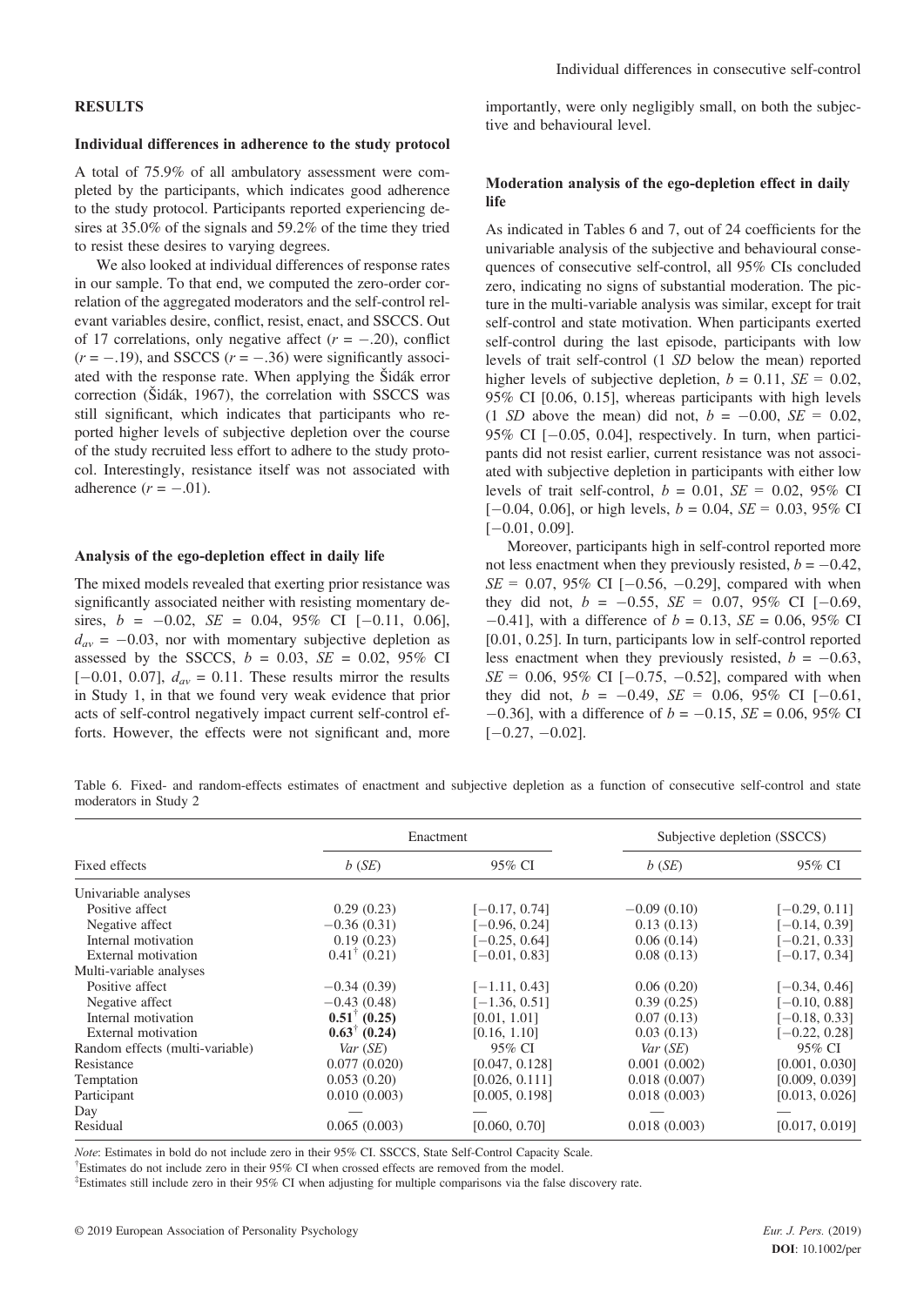## RESULTS

### Individual differences in adherence to the study protocol

A total of 75.9% of all ambulatory assessment were completed by the participants, which indicates good adherence to the study protocol. Participants reported experiencing desires at 35.0% of the signals and 59.2% of the time they tried to resist these desires to varying degrees.

We also looked at individual differences of response rates in our sample. To that end, we computed the zero-order correlation of the aggregated moderators and the self-control relevant variables desire, conflict, resist, enact, and SSCCS. Out of 17 correlations, only negative affect ($r = -.20$), conflict ($r = -.19$), and SSCCS ($r = -.36$) were significantly associated with the response rate. When applying the Šidák error correction (Šidák, 1967), the correlation with SSCCS was still significant, which indicates that participants who reported higher levels of subjective depletion over the course of the study recruited less effort to adhere to the study protocol. Interestingly, resistance itself was not associated with adherence ($r = -.01$).

### Analysis of the ego-depletion effect in daily life

The mixed models revealed that exerting prior resistance was significantly associated neither with resisting momentary desires, $b = -0.02$, $SE = 0.04$, 95% CI [−0.11, 0.06], $d_{av} = -0.03$, nor with momentary subjective depletion as assessed by the SSCCS, $b = 0.03$, $SE = 0.02$, 95% CI [−0.01, 0.07], $d_{av} = 0.11$. These results mirror the results in Study 1, in that we found very weak evidence that prior acts of self-control negatively impact current self-control efforts. However, the effects were not significant and, more importantly, were only negligibly small, on both the subjective and behavioural level.

### Moderation analysis of the ego-depletion effect in daily life

As indicated in Tables 6 and 7, out of 24 coefficients for the univariable analysis of the subjective and behavioural consequences of consecutive self-control, all 95% CIs concluded zero, indicating no signs of substantial moderation. The picture in the multi-variable analysis was similar, except for trait self-control and state motivation. When participants exerted self-control during the last episode, participants with low levels of trait self-control (1 *SD* below the mean) reported higher levels of subjective depletion, $b = 0.11$, $SE = 0.02$, 95% CI [0.06, 0.15], whereas participants with high levels (1 *SD* above the mean) did not, $b = -0.00$, $SE = 0.02$, 95% CI [−0.05, 0.04], respectively. In turn, when participants did not resist earlier, current resistance was not associated with subjective depletion in participants with either low levels of trait self-control, $b = 0.01$, $SE = 0.02$, 95% CI [−0.04, 0.06], or high levels, $b = 0.04$, $SE = 0.03$, 95% CI [−0.01, 0.09].

Moreover, participants high in self-control reported more not less enactment when they previously resisted, $b = -0.42$, $SE = 0.07$, 95% CI [−0.56, −0.29], compared with when they did not, $b = -0.55$, $SE = 0.07$, 95% CI [−0.69, −0.41], with a difference of $b = 0.13$, $SE = 0.06$, 95% CI [0.01, 0.25]. In turn, participants low in self-control reported less enactment when they previously resisted, $b = -0.63$, $SE = 0.06$, 95% CI [−0.75, −0.52], compared with when they did not, $b = -0.49$, $SE = 0.06$, 95% CI [−0.61, −0.36], with a difference of $b = -0.15$, $SE = 0.06$, 95% CI [−0.27, −0.02].

Table 6. Fixed- and random-effects estimates of enactment and subjective depletion as a function of consecutive self-control and state moderators in Study 2

| | Enactment | | Subjective depletion (SSCCS) | |
|---|---|---|---|---|
| Fixed effects | *b* (*SE*) | 95% CI | *b* (*SE*) | 95% CI |
| Univariable analyses | | | | |
| Positive affect | 0.29 (0.23) | [−0.17, 0.74] | −0.09 (0.10) | [−0.29, 0.11] |
| Negative affect | −0.36 (0.31) | [−0.96, 0.24] | 0.13 (0.13) | [−0.14, 0.39] |
| Internal motivation | 0.19 (0.23) | [−0.25, 0.64] | 0.06 (0.14) | [−0.21, 0.33] |
| External motivation | 0.41[†] (0.21) | [−0.01, 0.83] | 0.08 (0.13) | [−0.17, 0.34] |
| Multi-variable analyses | | | | |
| Positive affect | −0.34 (0.39) | [−1.11, 0.43] | 0.06 (0.20) | [−0.34, 0.46] |
| Negative affect | −0.43 (0.48) | [−1.36, 0.51] | 0.39 (0.25) | [−0.10, 0.88] |
| Internal motivation | **0.51[†] (0.25)** | [0.01, 1.01] | 0.07 (0.13) | [−0.18, 0.33] |
| External motivation | **0.63[†] (0.24)** | [0.16, 1.10] | 0.03 (0.13) | [−0.22, 0.28] |
| Random effects (multi-variable) | *Var* (*SE*) | 95% CI | *Var* (*SE*) | 95% CI |
| Resistance | 0.077 (0.020) | [0.047, 0.128] | 0.001 (0.002) | [0.001, 0.030] |
| Temptation | 0.053 (0.20) | [0.026, 0.111] | 0.018 (0.007) | [0.009, 0.039] |
| Participant | 0.010 (0.003) | [0.005, 0.198] | 0.018 (0.003) | [0.013, 0.026] |
| Day | — | — | — | — |
| Residual | 0.065 (0.003) | [0.060, 0.70] | 0.018 (0.003) | [0.017, 0.019] |

*Note*: Estimates in bold do not include zero in their 95% CI. SSCCS, State Self-Control Capacity Scale.

[†]Estimates do not include zero in their 95% CI when crossed effects are removed from the model.

[‡]Estimates still include zero in their 95% CI when adjusting for multiple comparisons via the false discovery rate.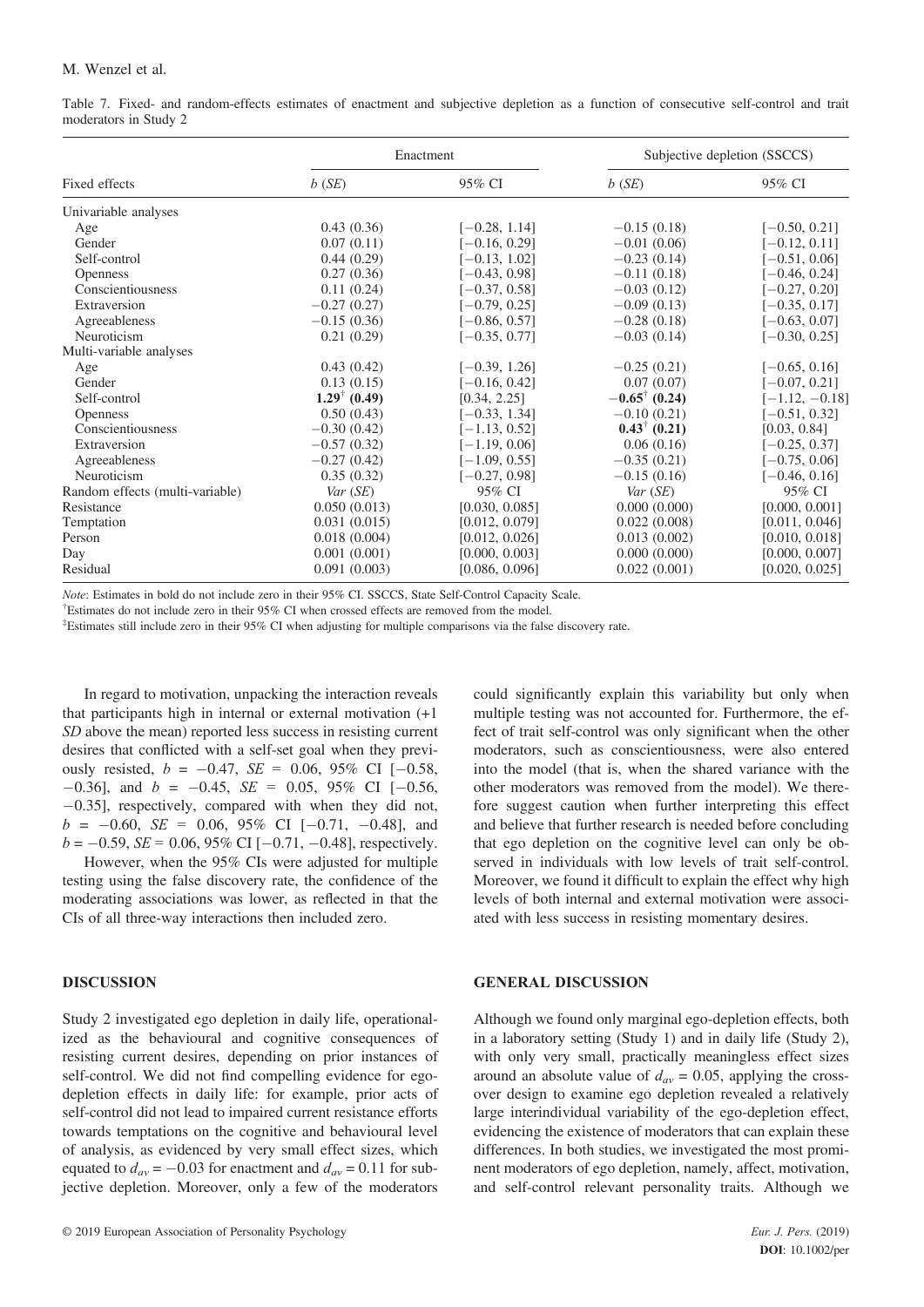Table 7. Fixed- and random-effects estimates of enactment and subjective depletion as a function of consecutive self-control and trait moderators in Study 2

| Fixed effects | Enactment | | Subjective depletion (SSCCS) | |
|---|---|---|---|---|
| | $b$ ($SE$) | 95% CI | $b$ ($SE$) | 95% CI |
| Univariable analyses | | | | |
| Age | 0.43 (0.36) | [−0.28, 1.14] | −0.15 (0.18) | [−0.50, 0.21] |
| Gender | 0.07 (0.11) | [−0.16, 0.29] | −0.01 (0.06) | [−0.12, 0.11] |
| Self-control | 0.44 (0.29) | [−0.13, 1.02] | −0.23 (0.14) | [−0.51, 0.06] |
| Openness | 0.27 (0.36) | [−0.43, 0.98] | −0.11 (0.18) | [−0.46, 0.24] |
| Conscientiousness | 0.11 (0.24) | [−0.37, 0.58] | −0.03 (0.12) | [−0.27, 0.20] |
| Extraversion | −0.27 (0.27) | [−0.79, 0.25] | −0.09 (0.13) | [−0.35, 0.17] |
| Agreeableness | −0.15 (0.36) | [−0.86, 0.57] | −0.28 (0.18) | [−0.63, 0.07] |
| Neuroticism | 0.21 (0.29) | [−0.35, 0.77] | −0.03 (0.14) | [−0.30, 0.25] |
| Multi-variable analyses | | | | |
| Age | 0.43 (0.42) | [−0.39, 1.26] | −0.25 (0.21) | [−0.65, 0.16] |
| Gender | 0.13 (0.15) | [−0.16, 0.42] | 0.07 (0.07) | [−0.07, 0.21] |
| Self-control | **1.29**[†] **(0.49)** | [0.34, 2.25] | **−0.65**[†] **(0.24)** | [−1.12, −0.18] |
| Openness | 0.50 (0.43) | [−0.33, 1.34] | −0.10 (0.21) | [−0.51, 0.32] |
| Conscientiousness | −0.30 (0.42) | [−1.13, 0.52] | **0.43**[†] **(0.21)** | [0.03, 0.84] |
| Extraversion | −0.57 (0.32) | [−1.19, 0.06] | 0.06 (0.16) | [−0.25, 0.37] |
| Agreeableness | −0.27 (0.42) | [−1.09, 0.55] | −0.35 (0.21) | [−0.75, 0.06] |
| Neuroticism | 0.35 (0.32) | [−0.27, 0.98] | −0.15 (0.16) | [−0.46, 0.16] |
| Random effects (multi-variable) | *Var* ($SE$) | 95% CI | *Var* ($SE$) | 95% CI |
| Resistance | 0.050 (0.013) | [0.030, 0.085] | 0.000 (0.000) | [0.000, 0.001] |
| Temptation | 0.031 (0.015) | [0.012, 0.079] | 0.022 (0.008) | [0.011, 0.046] |
| Person | 0.018 (0.004) | [0.012, 0.026] | 0.013 (0.002) | [0.010, 0.018] |
| Day | 0.001 (0.001) | [0.000, 0.003] | 0.000 (0.000) | [0.000, 0.007] |
| Residual | 0.091 (0.003) | [0.086, 0.096] | 0.022 (0.001) | [0.020, 0.025] |

*Note*: Estimates in bold do not include zero in their 95% CI. SSCCS, State Self-Control Capacity Scale.

[†]Estimates do not include zero in their 95% CI when crossed effects are removed from the model.

[‡]Estimates still include zero in their 95% CI when adjusting for multiple comparisons via the false discovery rate.

In regard to motivation, unpacking the interaction reveals that participants high in internal or external motivation (+1 *SD* above the mean) reported less success in resisting current desires that conflicted with a self-set goal when they previously resisted, $b = -0.47$, $SE = 0.06$, 95% CI [−0.58, −0.36], and $b = -0.45$, $SE = 0.05$, 95% CI [−0.56, −0.35], respectively, compared with when they did not, $b = -0.60$, $SE = 0.06$, 95% CI [−0.71, −0.48], and $b = -0.59$, $SE = 0.06$, 95% CI [−0.71, −0.48], respectively.

However, when the 95% CIs were adjusted for multiple testing using the false discovery rate, the confidence of the moderating associations was lower, as reflected in that the CIs of all three-way interactions then included zero.

## DISCUSSION

Study 2 investigated ego depletion in daily life, operationalized as the behavioural and cognitive consequences of resisting current desires, depending on prior instances of self-control. We did not find compelling evidence for ego-depletion effects in daily life: for example, prior acts of self-control did not lead to impaired current resistance efforts towards temptations on the cognitive and behavioural level of analysis, as evidenced by very small effect sizes, which equated to $d_{av} = -0.03$ for enactment and $d_{av} = 0.11$ for subjective depletion. Moreover, only a few of the moderators could significantly explain this variability but only when multiple testing was not accounted for. Furthermore, the effect of trait self-control was only significant when the other moderators, such as conscientiousness, were also entered into the model (that is, when the shared variance with the other moderators was removed from the model). We therefore suggest caution when further interpreting this effect and believe that further research is needed before concluding that ego depletion on the cognitive level can only be observed in individuals with low levels of trait self-control. Moreover, we found it difficult to explain the effect why high levels of both internal and external motivation were associated with less success in resisting momentary desires.

## GENERAL DISCUSSION

Although we found only marginal ego-depletion effects, both in a laboratory setting (Study 1) and in daily life (Study 2), with only very small, practically meaningless effect sizes around an absolute value of $d_{av} = 0.05$, applying the cross-over design to examine ego depletion revealed a relatively large interindividual variability of the ego-depletion effect, evidencing the existence of moderators that can explain these differences. In both studies, we investigated the most prominent moderators of ego depletion, namely, affect, motivation, and self-control relevant personality traits. Although we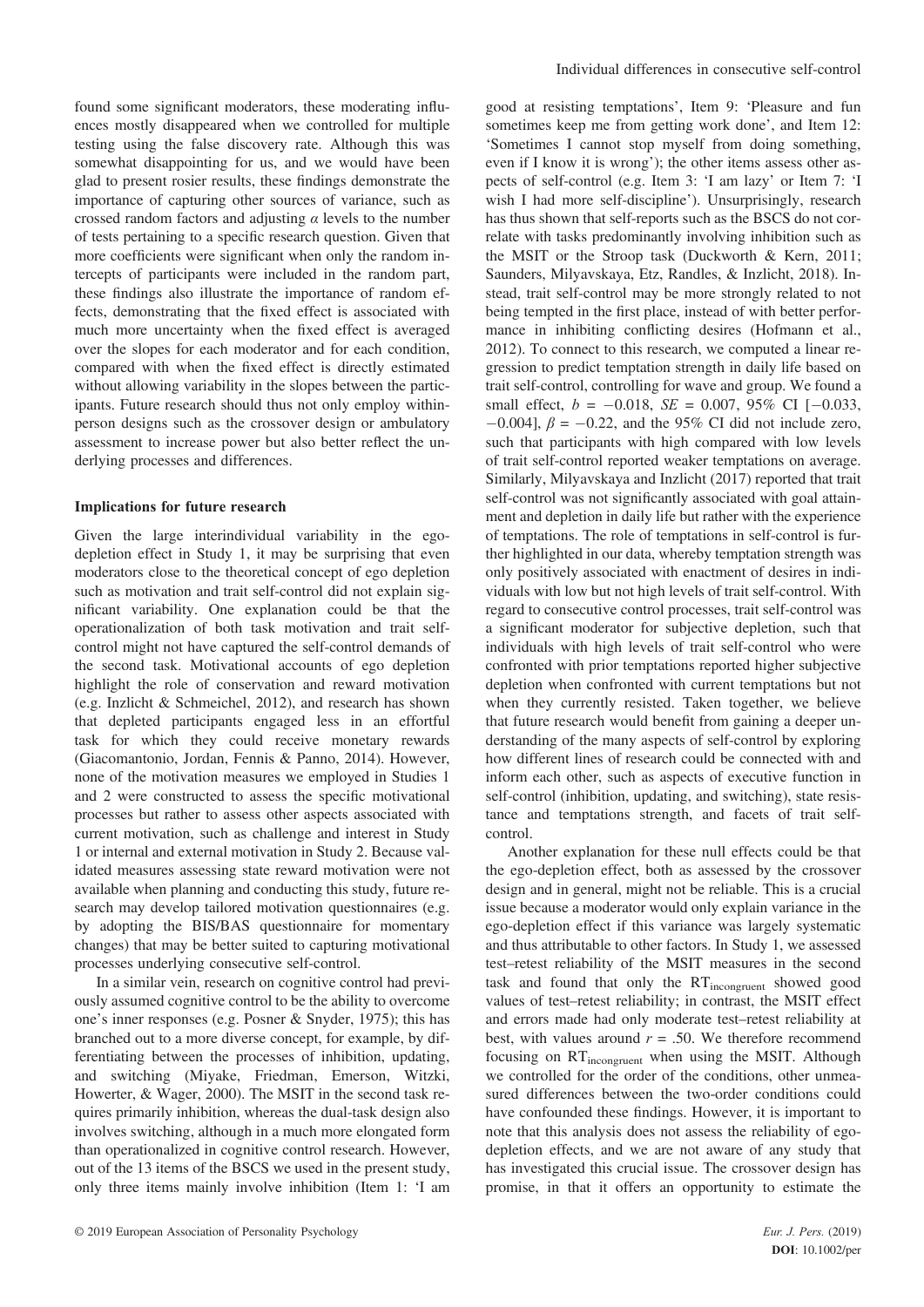found some significant moderators, these moderating influences mostly disappeared when we controlled for multiple testing using the false discovery rate. Although this was somewhat disappointing for us, and we would have been glad to present rosier results, these findings demonstrate the importance of capturing other sources of variance, such as crossed random factors and adjusting $\alpha$ levels to the number of tests pertaining to a specific research question. Given that more coefficients were significant when only the random intercepts of participants were included in the random part, these findings also illustrate the importance of random effects, demonstrating that the fixed effect is associated with much more uncertainty when the fixed effect is averaged over the slopes for each moderator and for each condition, compared with when the fixed effect is directly estimated without allowing variability in the slopes between the participants. Future research should thus not only employ within-person designs such as the crossover design or ambulatory assessment to increase power but also better reflect the underlying processes and differences.

### Implications for future research

Given the large interindividual variability in the ego-depletion effect in Study 1, it may be surprising that even moderators close to the theoretical concept of ego depletion such as motivation and trait self-control did not explain significant variability. One explanation could be that the operationalization of both task motivation and trait self-control might not have captured the self-control demands of the second task. Motivational accounts of ego depletion highlight the role of conservation and reward motivation (e.g. Inzlicht & Schmeichel, 2012), and research has shown that depleted participants engaged less in an effortful task for which they could receive monetary rewards (Giacomantonio, Jordan, Fennis & Panno, 2014). However, none of the motivation measures we employed in Studies 1 and 2 were constructed to assess the specific motivational processes but rather to assess other aspects associated with current motivation, such as challenge and interest in Study 1 or internal and external motivation in Study 2. Because validated measures assessing state reward motivation were not available when planning and conducting this study, future research may develop tailored motivation questionnaires (e.g. by adopting the BIS/BAS questionnaire for momentary changes) that may be better suited to capturing motivational processes underlying consecutive self-control.

In a similar vein, research on cognitive control had previously assumed cognitive control to be the ability to overcome one's inner responses (e.g. Posner & Snyder, 1975); this has branched out to a more diverse concept, for example, by differentiating between the processes of inhibition, updating, and switching (Miyake, Friedman, Emerson, Witzki, Howerter, & Wager, 2000). The MSIT in the second task requires primarily inhibition, whereas the dual-task design also involves switching, although in a much more elongated form than operationalized in cognitive control research. However, out of the 13 items of the BSCS we used in the present study, only three items mainly involve inhibition (Item 1: 'I am good at resisting temptations', Item 9: 'Pleasure and fun sometimes keep me from getting work done', and Item 12: 'Sometimes I cannot stop myself from doing something, even if I know it is wrong'); the other items assess other aspects of self-control (e.g. Item 3: 'I am lazy' or Item 7: 'I wish I had more self-discipline'). Unsurprisingly, research has thus shown that self-reports such as the BSCS do not correlate with tasks predominantly involving inhibition such as the MSIT or the Stroop task (Duckworth & Kern, 2011; Saunders, Milyavskaya, Etz, Randles, & Inzlicht, 2018). Instead, trait self-control may be more strongly related to not being tempted in the first place, instead of with better performance in inhibiting conflicting desires (Hofmann et al., 2012). To connect to this research, we computed a linear regression to predict temptation strength in daily life based on trait self-control, controlling for wave and group. We found a small effect, $b = -0.018$, $SE = 0.007$, 95% CI $[-0.033, -0.004]$, $\beta = -0.22$, and the 95% CI did not include zero, such that participants with high compared with low levels of trait self-control reported weaker temptations on average. Similarly, Milyavskaya and Inzlicht (2017) reported that trait self-control was not significantly associated with goal attainment and depletion in daily life but rather with the experience of temptations. The role of temptations in self-control is further highlighted in our data, whereby temptation strength was only positively associated with enactment of desires in individuals with low but not high levels of trait self-control. With regard to consecutive control processes, trait self-control was a significant moderator for subjective depletion, such that individuals with high levels of trait self-control who were confronted with prior temptations reported higher subjective depletion when confronted with current temptations but not when they currently resisted. Taken together, we believe that future research would benefit from gaining a deeper understanding of the many aspects of self-control by exploring how different lines of research could be connected with and inform each other, such as aspects of executive function in self-control (inhibition, updating, and switching), state resistance and temptations strength, and facets of trait self-control.

Another explanation for these null effects could be that the ego-depletion effect, both as assessed by the crossover design and in general, might not be reliable. This is a crucial issue because a moderator would only explain variance in the ego-depletion effect if this variance was largely systematic and thus attributable to other factors. In Study 1, we assessed test–retest reliability of the MSIT measures in the second task and found that only the $RT_{incongruent}$ showed good values of test–retest reliability; in contrast, the MSIT effect and errors made had only moderate test–retest reliability at best, with values around $r = .50$. We therefore recommend focusing on $RT_{incongruent}$ when using the MSIT. Although we controlled for the order of the conditions, other unmeasured differences between the two-order conditions could have confounded these findings. However, it is important to note that this analysis does not assess the reliability of ego-depletion effects, and we are not aware of any study that has investigated this crucial issue. The crossover design has promise, in that it offers an opportunity to estimate the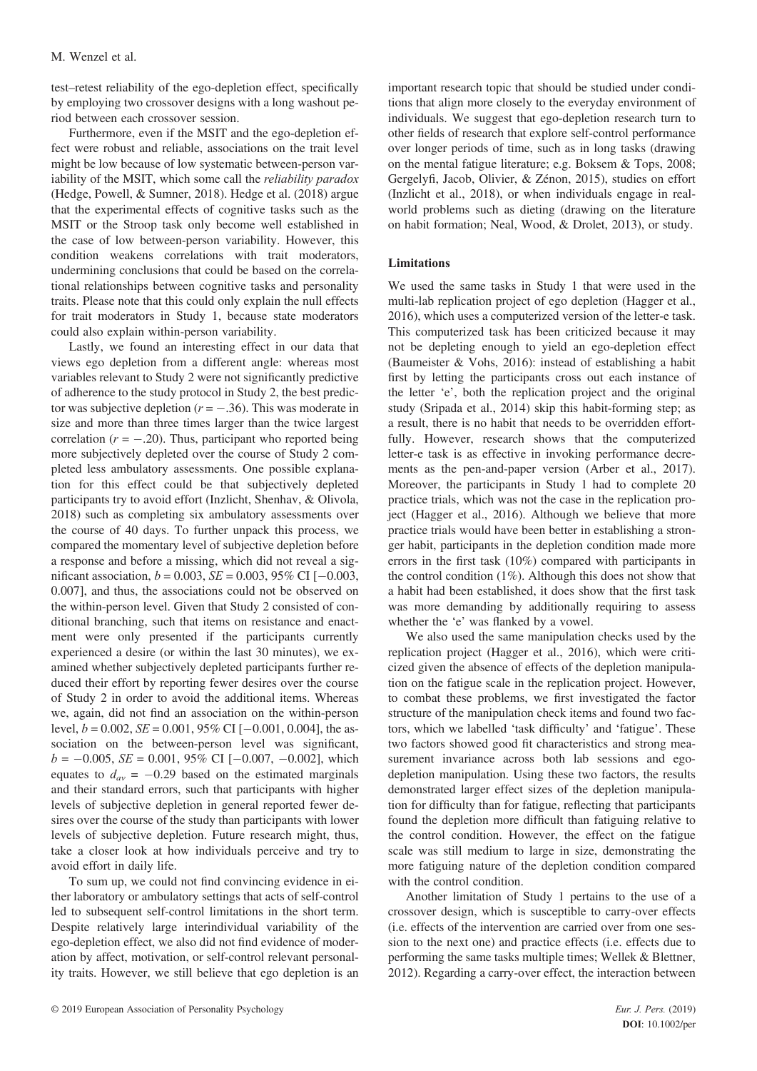test–retest reliability of the ego-depletion effect, specifically by employing two crossover designs with a long washout period between each crossover session.

Furthermore, even if the MSIT and the ego-depletion effect were robust and reliable, associations on the trait level might be low because of low systematic between-person variability of the MSIT, which some call the *reliability paradox* (Hedge, Powell, & Sumner, 2018). Hedge et al. (2018) argue that the experimental effects of cognitive tasks such as the MSIT or the Stroop task only become well established in the case of low between-person variability. However, this condition weakens correlations with trait moderators, undermining conclusions that could be based on the correlational relationships between cognitive tasks and personality traits. Please note that this could only explain the null effects for trait moderators in Study 1, because state moderators could also explain within-person variability.

Lastly, we found an interesting effect in our data that views ego depletion from a different angle: whereas most variables relevant to Study 2 were not significantly predictive of adherence to the study protocol in Study 2, the best predictor was subjective depletion ($r = -.36$). This was moderate in size and more than three times larger than the twice largest correlation ($r = -.20$). Thus, participant who reported being more subjectively depleted over the course of Study 2 completed less ambulatory assessments. One possible explanation for this effect could be that subjectively depleted participants try to avoid effort (Inzlicht, Shenhav, & Olivola, 2018) such as completing six ambulatory assessments over the course of 40 days. To further unpack this process, we compared the momentary level of subjective depletion before a response and before a missing, which did not reveal a significant association, $b = 0.003$, $SE = 0.003$, 95% CI [−0.003, 0.007], and thus, the associations could not be observed on the within-person level. Given that Study 2 consisted of conditional branching, such that items on resistance and enactment were only presented if the participants currently experienced a desire (or within the last 30 minutes), we examined whether subjectively depleted participants further reduced their effort by reporting fewer desires over the course of Study 2 in order to avoid the additional items. Whereas we, again, did not find an association on the within-person level, $b = 0.002$, $SE = 0.001$, 95% CI [−0.001, 0.004], the association on the between-person level was significant, $b = -0.005$, $SE = 0.001$, 95% CI [−0.007, −0.002], which equates to $d_{av} = -0.29$ based on the estimated marginals and their standard errors, such that participants with higher levels of subjective depletion in general reported fewer desires over the course of the study than participants with lower levels of subjective depletion. Future research might, thus, take a closer look at how individuals perceive and try to avoid effort in daily life.

To sum up, we could not find convincing evidence in either laboratory or ambulatory settings that acts of self-control led to subsequent self-control limitations in the short term. Despite relatively large interindividual variability of the ego-depletion effect, we also did not find evidence of moderation by affect, motivation, or self-control relevant personality traits. However, we still believe that ego depletion is an important research topic that should be studied under conditions that align more closely to the everyday environment of individuals. We suggest that ego-depletion research turn to other fields of research that explore self-control performance over longer periods of time, such as in long tasks (drawing on the mental fatigue literature; e.g. Boksem & Tops, 2008; Gergelyfi, Jacob, Olivier, & Zénon, 2015), studies on effort (Inzlicht et al., 2018), or when individuals engage in real-world problems such as dieting (drawing on the literature on habit formation; Neal, Wood, & Drolet, 2013), or study.

### Limitations

We used the same tasks in Study 1 that were used in the multi-lab replication project of ego depletion (Hagger et al., 2016), which uses a computerized version of the letter-e task. This computerized task has been criticized because it may not be depleting enough to yield an ego-depletion effect (Baumeister & Vohs, 2016): instead of establishing a habit first by letting the participants cross out each instance of the letter 'e', both the replication project and the original study (Sripada et al., 2014) skip this habit-forming step; as a result, there is no habit that needs to be overridden effortfully. However, research shows that the computerized letter-e task is as effective in invoking performance decrements as the pen-and-paper version (Arber et al., 2017). Moreover, the participants in Study 1 had to complete 20 practice trials, which was not the case in the replication project (Hagger et al., 2016). Although we believe that more practice trials would have been better in establishing a stronger habit, participants in the depletion condition made more errors in the first task (10%) compared with participants in the control condition (1%). Although this does not show that a habit had been established, it does show that the first task was more demanding by additionally requiring to assess whether the 'e' was flanked by a vowel.

We also used the same manipulation checks used by the replication project (Hagger et al., 2016), which were criticized given the absence of effects of the depletion manipulation on the fatigue scale in the replication project. However, to combat these problems, we first investigated the factor structure of the manipulation check items and found two factors, which we labelled 'task difficulty' and 'fatigue'. These two factors showed good fit characteristics and strong measurement invariance across both lab sessions and ego-depletion manipulation. Using these two factors, the results demonstrated larger effect sizes of the depletion manipulation for difficulty than for fatigue, reflecting that participants found the depletion more difficult than fatiguing relative to the control condition. However, the effect on the fatigue scale was still medium to large in size, demonstrating the more fatiguing nature of the depletion condition compared with the control condition.

Another limitation of Study 1 pertains to the use of a crossover design, which is susceptible to carry-over effects (i.e. effects of the intervention are carried over from one session to the next one) and practice effects (i.e. effects due to performing the same tasks multiple times; Wellek & Blettner, 2012). Regarding a carry-over effect, the interaction between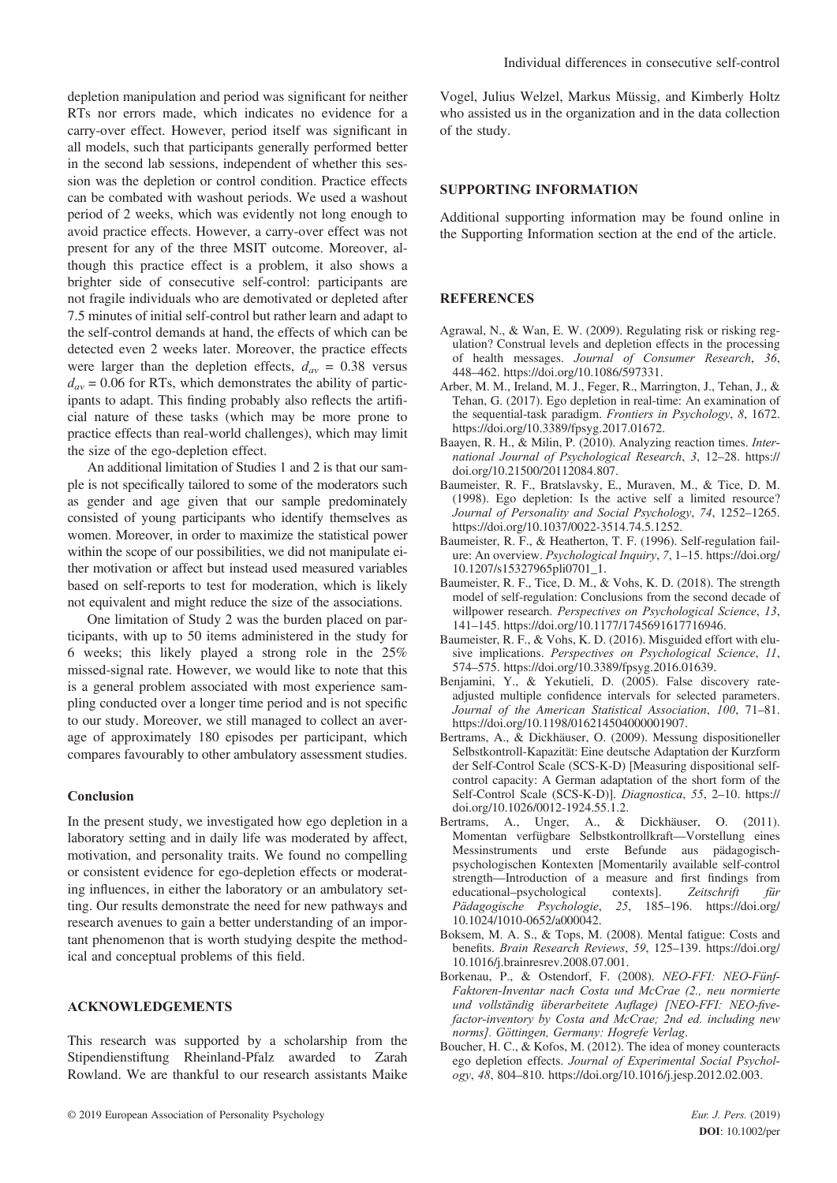depletion manipulation and period was significant for neither RTs nor errors made, which indicates no evidence for a carry-over effect. However, period itself was significant in all models, such that participants generally performed better in the second lab sessions, independent of whether this session was the depletion or control condition. Practice effects can be combated with washout periods. We used a washout period of 2 weeks, which was evidently not long enough to avoid practice effects. However, a carry-over effect was not present for any of the three MSIT outcome. Moreover, although this practice effect is a problem, it also shows a brighter side of consecutive self-control: participants are not fragile individuals who are demotivated or depleted after 7.5 minutes of initial self-control but rather learn and adapt to the self-control demands at hand, the effects of which can be detected even 2 weeks later. Moreover, the practice effects were larger than the depletion effects, $d_{av}$ = 0.38 versus $d_{av}$ = 0.06 for RTs, which demonstrates the ability of participants to adapt. This finding probably also reflects the artificial nature of these tasks (which may be more prone to practice effects than real-world challenges), which may limit the size of the ego-depletion effect.

An additional limitation of Studies 1 and 2 is that our sample is not specifically tailored to some of the moderators such as gender and age given that our sample predominately consisted of young participants who identify themselves as women. Moreover, in order to maximize the statistical power within the scope of our possibilities, we did not manipulate either motivation or affect but instead used measured variables based on self-reports to test for moderation, which is likely not equivalent and might reduce the size of the associations.

One limitation of Study 2 was the burden placed on participants, with up to 50 items administered in the study for 6 weeks; this likely played a strong role in the 25% missed-signal rate. However, we would like to note that this is a general problem associated with most experience sampling conducted over a longer time period and is not specific to our study. Moreover, we still managed to collect an average of approximately 180 episodes per participant, which compares favourably to other ambulatory assessment studies.

### Conclusion

In the present study, we investigated how ego depletion in a laboratory setting and in daily life was moderated by affect, motivation, and personality traits. We found no compelling or consistent evidence for ego-depletion effects or moderating influences, in either the laboratory or an ambulatory setting. Our results demonstrate the need for new pathways and research avenues to gain a better understanding of an important phenomenon that is worth studying despite the methodical and conceptual problems of this field.

## ACKNOWLEDGEMENTS

This research was supported by a scholarship from the Stipendienstiftung Rheinland-Pfalz awarded to Zarah Rowland. We are thankful to our research assistants Maike Vogel, Julius Welzel, Markus Müssig, and Kimberly Holtz who assisted us in the organization and in the data collection of the study.

## SUPPORTING INFORMATION

Additional supporting information may be found online in the Supporting Information section at the end of the article.

## REFERENCES

Agrawal, N., & Wan, E. W. (2009). Regulating risk or risking regulation? Construal levels and depletion effects in the processing of health messages. *Journal of Consumer Research*, *36*, 448–462. https://doi.org/10.1086/597331.

Arber, M. M., Ireland, M. J., Feger, R., Marrington, J., Tehan, J., & Tehan, G. (2017). Ego depletion in real-time: An examination of the sequential-task paradigm. *Frontiers in Psychology*, *8*, 1672. https://doi.org/10.3389/fpsyg.2017.01672.

Baayen, R. H., & Milin, P. (2010). Analyzing reaction times. *International Journal of Psychological Research*, *3*, 12–28. https://doi.org/10.21500/20112084.807.

Baumeister, R. F., Bratslavsky, E., Muraven, M., & Tice, D. M. (1998). Ego depletion: Is the active self a limited resource? *Journal of Personality and Social Psychology*, *74*, 1252–1265. https://doi.org/10.1037/0022-3514.74.5.1252.

Baumeister, R. F., & Heatherton, T. F. (1996). Self-regulation failure: An overview. *Psychological Inquiry*, *7*, 1–15. https://doi.org/10.1207/s15327965pli0701_1.

Baumeister, R. F., Tice, D. M., & Vohs, K. D. (2018). The strength model of self-regulation: Conclusions from the second decade of willpower research. *Perspectives on Psychological Science*, *13*, 141–145. https://doi.org/10.1177/1745691617716946.

Baumeister, R. F., & Vohs, K. D. (2016). Misguided effort with elusive implications. *Perspectives on Psychological Science*, *11*, 574–575. https://doi.org/10.3389/fpsyg.2016.01639.

Benjamini, Y., & Yekutieli, D. (2005). False discovery rate-adjusted multiple confidence intervals for selected parameters. *Journal of the American Statistical Association*, *100*, 71–81. https://doi.org/10.1198/016214504000001907.

Bertrams, A., & Dickhäuser, O. (2009). Messung dispositioneller Selbstkontroll-Kapazität: Eine deutsche Adaptation der Kurzform der Self-Control Scale (SCS-K-D) [Measuring dispositional self-control capacity: A German adaptation of the short form of the Self-Control Scale (SCS-K-D)]. *Diagnostica*, *55*, 2–10. https://doi.org/10.1026/0012-1924.55.1.2.

Bertrams, A., Unger, A., & Dickhäuser, O. (2011). Momentan verfügbare Selbstkontrollkraft—Vorstellung eines Messinstruments und erste Befunde aus pädagogisch-psychologischen Kontexten [Momentarily available self-control strength—Introduction of a measure and first findings from educational–psychological contexts]. *Zeitschrift für Pädagogische Psychologie*, *25*, 185–196. https://doi.org/10.1024/1010-0652/a000042.

Boksem, M. A. S., & Tops, M. (2008). Mental fatigue: Costs and benefits. *Brain Research Reviews*, *59*, 125–139. https://doi.org/10.1016/j.brainresrev.2008.07.001.

Borkenau, P., & Ostendorf, F. (2008). *NEO-FFI: NEO-Fünf-Faktoren-Inventar nach Costa und McCrae (2., neu normierte und vollständig überarbeitete Auflage) [NEO-FFI: NEO-five-factor-inventory by Costa and McCrae; 2nd ed. including new norms]*. Göttingen, Germany: Hogrefe Verlag.

Boucher, H. C., & Kofos, M. (2012). The idea of money counteracts ego depletion effects. *Journal of Experimental Social Psychology*, *48*, 804–810. https://doi.org/10.1016/j.jesp.2012.02.003.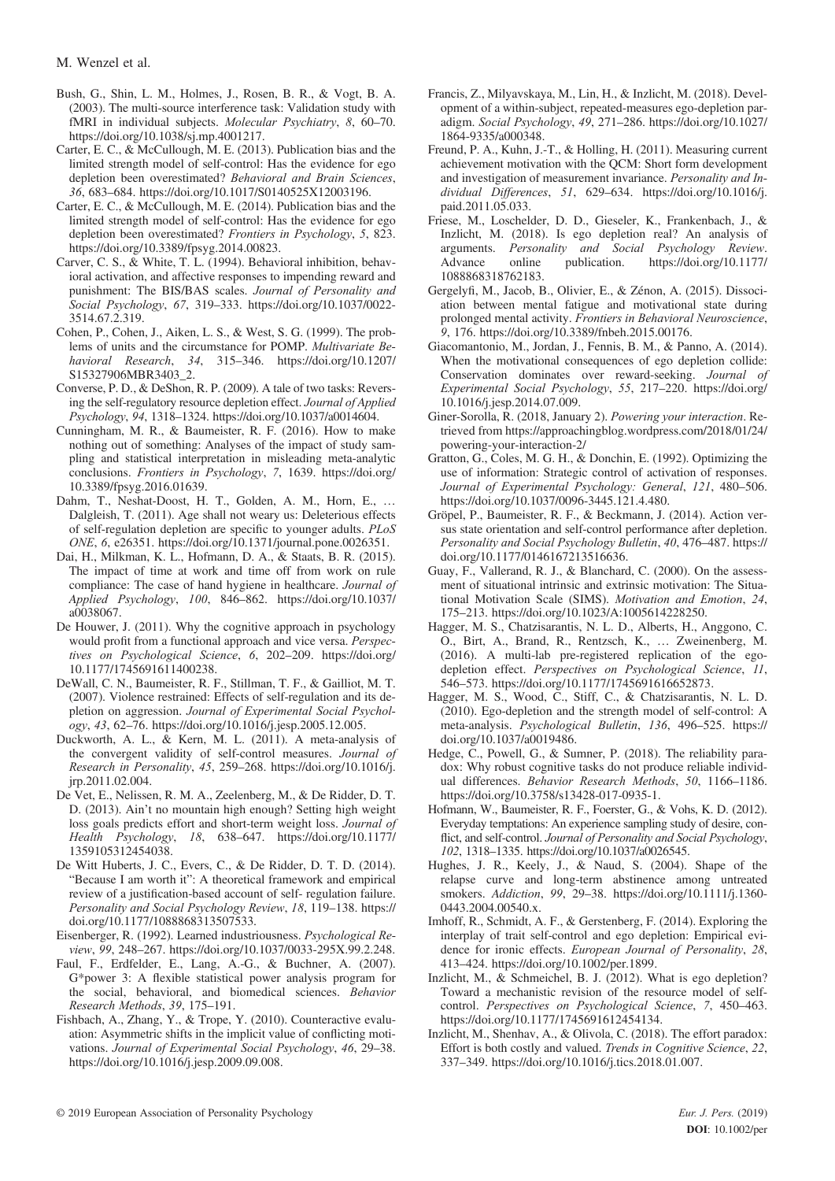Bush, G., Shin, L. M., Holmes, J., Rosen, B. R., & Vogt, B. A. (2003). The multi-source interference task: Validation study with fMRI in individual subjects. *Molecular Psychiatry*, *8*, 60–70. https://doi.org/10.1038/sj.mp.4001217.

Carter, E. C., & McCullough, M. E. (2013). Publication bias and the limited strength model of self-control: Has the evidence for ego depletion been overestimated? *Behavioral and Brain Sciences*, *36*, 683–684. https://doi.org/10.1017/S0140525X12003196.

Carter, E. C., & McCullough, M. E. (2014). Publication bias and the limited strength model of self-control: Has the evidence for ego depletion been overestimated? *Frontiers in Psychology*, *5*, 823. https://doi.org/10.3389/fpsyg.2014.00823.

Carver, C. S., & White, T. L. (1994). Behavioral inhibition, behavioral activation, and affective responses to impending reward and punishment: The BIS/BAS scales. *Journal of Personality and Social Psychology*, *67*, 319–333. https://doi.org/10.1037/0022-3514.67.2.319.

Cohen, P., Cohen, J., Aiken, L. S., & West, S. G. (1999). The problems of units and the circumstance for POMP. *Multivariate Behavioral Research*, *34*, 315–346. https://doi.org/10.1207/S15327906MBR3403_2.

Converse, P. D., & DeShon, R. P. (2009). A tale of two tasks: Reversing the self-regulatory resource depletion effect. *Journal of Applied Psychology*, *94*, 1318–1324. https://doi.org/10.1037/a0014604.

Cunningham, M. R., & Baumeister, R. F. (2016). How to make nothing out of something: Analyses of the impact of study sampling and statistical interpretation in misleading meta-analytic conclusions. *Frontiers in Psychology*, *7*, 1639. https://doi.org/10.3389/fpsyg.2016.01639.

Dahm, T., Neshat-Doost, H. T., Golden, A. M., Horn, E., … Dalgleish, T. (2011). Age shall not weary us: Deleterious effects of self-regulation depletion are specific to younger adults. *PLoS ONE*, *6*, e26351. https://doi.org/10.1371/journal.pone.0026351.

Dai, H., Milkman, K. L., Hofmann, D. A., & Staats, B. R. (2015). The impact of time at work and time off from work on rule compliance: The case of hand hygiene in healthcare. *Journal of Applied Psychology*, *100*, 846–862. https://doi.org/10.1037/a0038067.

De Houwer, J. (2011). Why the cognitive approach in psychology would profit from a functional approach and vice versa. *Perspectives on Psychological Science*, *6*, 202–209. https://doi.org/10.1177/1745691611400238.

DeWall, C. N., Baumeister, R. F., Stillman, T. F., & Gailliot, M. T. (2007). Violence restrained: Effects of self-regulation and its depletion on aggression. *Journal of Experimental Social Psychology*, *43*, 62–76. https://doi.org/10.1016/j.jesp.2005.12.005.

Duckworth, A. L., & Kern, M. L. (2011). A meta-analysis of the convergent validity of self-control measures. *Journal of Research in Personality*, *45*, 259–268. https://doi.org/10.1016/j.jrp.2011.02.004.

De Vet, E., Nelissen, R. M. A., Zeelenberg, M., & De Ridder, D. T. D. (2013). Ain't no mountain high enough? Setting high weight loss goals predicts effort and short-term weight loss. *Journal of Health Psychology*, *18*, 638–647. https://doi.org/10.1177/1359105312454038.

De Witt Huberts, J. C., Evers, C., & De Ridder, D. T. D. (2014). "Because I am worth it": A theoretical framework and empirical review of a justification-based account of self- regulation failure. *Personality and Social Psychology Review*, *18*, 119–138. https://doi.org/10.1177/1088868313507533.

Eisenberger, R. (1992). Learned industriousness. *Psychological Review*, *99*, 248–267. https://doi.org/10.1037/0033-295X.99.2.248.

Faul, F., Erdfelder, E., Lang, A.-G., & Buchner, A. (2007). G*power 3: A flexible statistical power analysis program for the social, behavioral, and biomedical sciences. *Behavior Research Methods*, *39*, 175–191.

Fishbach, A., Zhang, Y., & Trope, Y. (2010). Counteractive evaluation: Asymmetric shifts in the implicit value of conflicting motivations. *Journal of Experimental Social Psychology*, *46*, 29–38. https://doi.org/10.1016/j.jesp.2009.09.008.

Francis, Z., Milyavskaya, M., Lin, H., & Inzlicht, M. (2018). Development of a within-subject, repeated-measures ego-depletion paradigm. *Social Psychology*, *49*, 271–286. https://doi.org/10.1027/1864-9335/a000348.

Freund, P. A., Kuhn, J.-T., & Holling, H. (2011). Measuring current achievement motivation with the QCM: Short form development and investigation of measurement invariance. *Personality and Individual Differences*, *51*, 629–634. https://doi.org/10.1016/j.paid.2011.05.033.

Friese, M., Loschelder, D. D., Gieseler, K., Frankenbach, J., & Inzlicht, M. (2018). Is ego depletion real? An analysis of arguments. *Personality and Social Psychology Review*. Advance online publication. https://doi.org/10.1177/1088868318762183.

Gergelyfi, M., Jacob, B., Olivier, E., & Zénon, A. (2015). Dissociation between mental fatigue and motivational state during prolonged mental activity. *Frontiers in Behavioral Neuroscience*, *9*, 176. https://doi.org/10.3389/fnbeh.2015.00176.

Giacomantonio, M., Jordan, J., Fennis, B. M., & Panno, A. (2014). When the motivational consequences of ego depletion collide: Conservation dominates over reward-seeking. *Journal of Experimental Social Psychology*, *55*, 217–220. https://doi.org/10.1016/j.jesp.2014.07.009.

Giner-Sorolla, R. (2018, January 2). *Powering your interaction*. Retrieved from https://approachingblog.wordpress.com/2018/01/24/powering-your-interaction-2/

Gratton, G., Coles, M. G. H., & Donchin, E. (1992). Optimizing the use of information: Strategic control of activation of responses. *Journal of Experimental Psychology: General*, *121*, 480–506. https://doi.org/10.1037/0096-3445.121.4.480.

Gröpel, P., Baumeister, R. F., & Beckmann, J. (2014). Action versus state orientation and self-control performance after depletion. *Personality and Social Psychology Bulletin*, *40*, 476–487. https://doi.org/10.1177/0146167213516636.

Guay, F., Vallerand, R. J., & Blanchard, C. (2000). On the assessment of situational intrinsic and extrinsic motivation: The Situational Motivation Scale (SIMS). *Motivation and Emotion*, *24*, 175–213. https://doi.org/10.1023/A:1005614228250.

Hagger, M. S., Chatzisarantis, N. L. D., Alberts, H., Anggono, C. O., Birt, A., Brand, R., Rentzsch, K., … Zweinenberg, M. (2016). A multi-lab pre-registered replication of the ego-depletion effect. *Perspectives on Psychological Science*, *11*, 546–573. https://doi.org/10.1177/1745691616652873.

Hagger, M. S., Wood, C., Stiff, C., & Chatzisarantis, N. L. D. (2010). Ego-depletion and the strength model of self-control: A meta-analysis. *Psychological Bulletin*, *136*, 496–525. https://doi.org/10.1037/a0019486.

Hedge, C., Powell, G., & Sumner, P. (2018). The reliability paradox: Why robust cognitive tasks do not produce reliable individual differences. *Behavior Research Methods*, *50*, 1166–1186. https://doi.org/10.3758/s13428-017-0935-1.

Hofmann, W., Baumeister, R. F., Foerster, G., & Vohs, K. D. (2012). Everyday temptations: An experience sampling study of desire, conflict, and self-control. *Journal of Personality and Social Psychology*, *102*, 1318–1335. https://doi.org/10.1037/a0026545.

Hughes, J. R., Keely, J., & Naud, S. (2004). Shape of the relapse curve and long-term abstinence among untreated smokers. *Addiction*, *99*, 29–38. https://doi.org/10.1111/j.1360-0443.2004.00540.x.

Imhoff, R., Schmidt, A. F., & Gerstenberg, F. (2014). Exploring the interplay of trait self-control and ego depletion: Empirical evidence for ironic effects. *European Journal of Personality*, *28*, 413–424. https://doi.org/10.1002/per.1899.

Inzlicht, M., & Schmeichel, B. J. (2012). What is ego depletion? Toward a mechanistic revision of the resource model of self-control. *Perspectives on Psychological Science*, *7*, 450–463. https://doi.org/10.1177/1745691612454134.

Inzlicht, M., Shenhav, A., & Olivola, C. (2018). The effort paradox: Effort is both costly and valued. *Trends in Cognitive Science*, *22*, 337–349. https://doi.org/10.1016/j.tics.2018.01.007.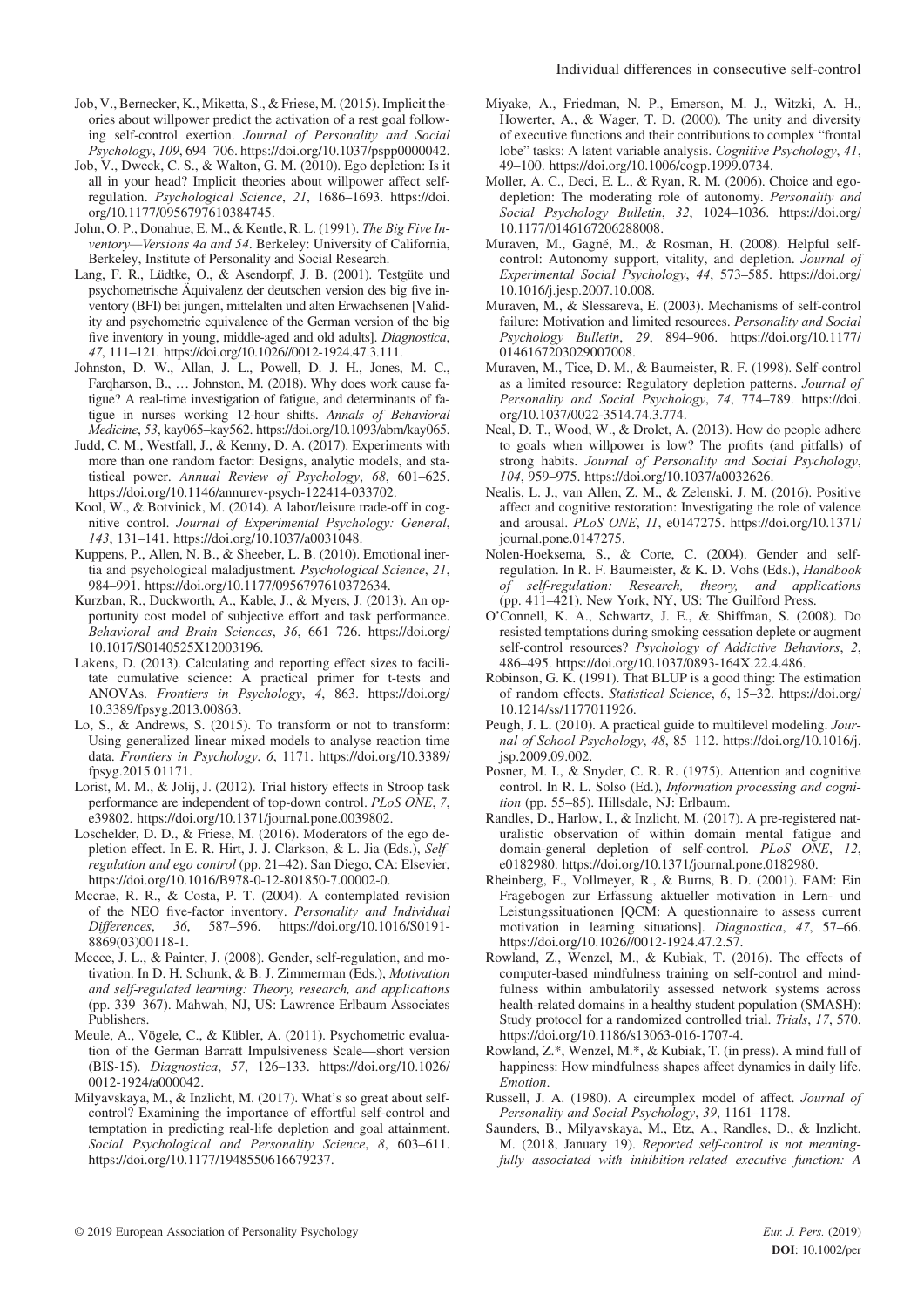Job, V., Bernecker, K., Miketta, S., & Friese, M. (2015). Implicit theories about willpower predict the activation of a rest goal following self-control exertion. *Journal of Personality and Social Psychology*, *109*, 694–706. https://doi.org/10.1037/pspp0000042.

Job, V., Dweck, C. S., & Walton, G. M. (2010). Ego depletion: Is it all in your head? Implicit theories about willpower affect self-regulation. *Psychological Science*, *21*, 1686–1693. https://doi.org/10.1177/0956797610384745.

John, O. P., Donahue, E. M., & Kentle, R. L. (1991). *The Big Five Inventory—Versions 4a and 54*. Berkeley: University of California, Berkeley, Institute of Personality and Social Research.

Lang, F. R., Lüdtke, O., & Asendorpf, J. B. (2001). Testgüte und psychometrische Äquivalenz der deutschen version des big five inventory (BFI) bei jungen, mittelalten und alten Erwachsenen [Validity and psychometric equivalence of the German version of the big five inventory in young, middle-aged and old adults]. *Diagnostica*, *47*, 111–121. https://doi.org/10.1026//0012-1924.47.3.111.

Johnston, D. W., Allan, J. L., Powell, D. J. H., Jones, M. C., Farqharson, B., … Johnston, M. (2018). Why does work cause fatigue? A real-time investigation of fatigue, and determinants of fatigue in nurses working 12-hour shifts. *Annals of Behavioral Medicine*, *53*, kay065–kay562. https://doi.org/10.1093/abm/kay065.

Judd, C. M., Westfall, J., & Kenny, D. A. (2017). Experiments with more than one random factor: Designs, analytic models, and statistical power. *Annual Review of Psychology*, *68*, 601–625. https://doi.org/10.1146/annurev-psych-122414-033702.

Kool, W., & Botvinick, M. (2014). A labor/leisure trade-off in cognitive control. *Journal of Experimental Psychology: General*, *143*, 131–141. https://doi.org/10.1037/a0031048.

Kuppens, P., Allen, N. B., & Sheeber, L. B. (2010). Emotional inertia and psychological maladjustment. *Psychological Science*, *21*, 984–991. https://doi.org/10.1177/0956797610372634.

Kurzban, R., Duckworth, A., Kable, J., & Myers, J. (2013). An opportunity cost model of subjective effort and task performance. *Behavioral and Brain Sciences*, *36*, 661–726. https://doi.org/10.1017/S0140525X12003196.

Lakens, D. (2013). Calculating and reporting effect sizes to facilitate cumulative science: A practical primer for t-tests and ANOVAs. *Frontiers in Psychology*, *4*, 863. https://doi.org/10.3389/fpsyg.2013.00863.

Lo, S., & Andrews, S. (2015). To transform or not to transform: Using generalized linear mixed models to analyse reaction time data. *Frontiers in Psychology*, *6*, 1171. https://doi.org/10.3389/fpsyg.2015.01171.

Lorist, M. M., & Jolij, J. (2012). Trial history effects in Stroop task performance are independent of top-down control. *PLoS ONE*, *7*, e39802. https://doi.org/10.1371/journal.pone.0039802.

Loschelder, D. D., & Friese, M. (2016). Moderators of the ego depletion effect. In E. R. Hirt, J. J. Clarkson, & L. Jia (Eds.), *Self-regulation and ego control* (pp. 21–42). San Diego, CA: Elsevier, https://doi.org/10.1016/B978-0-12-801850-7.00002-0.

Mccrae, R. R., & Costa, P. T. (2004). A contemplated revision of the NEO five-factor inventory. *Personality and Individual Differences*, *36*, 587–596. https://doi.org/10.1016/S0191-8869(03)00118-1.

Meece, J. L., & Painter, J. (2008). Gender, self-regulation, and motivation. In D. H. Schunk, & B. J. Zimmerman (Eds.), *Motivation and self-regulated learning: Theory, research, and applications* (pp. 339–367). Mahwah, NJ, US: Lawrence Erlbaum Associates Publishers.

Meule, A., Vögele, C., & Kübler, A. (2011). Psychometric evaluation of the German Barratt Impulsiveness Scale—short version (BIS-15). *Diagnostica*, *57*, 126–133. https://doi.org/10.1026/0012-1924/a000042.

Milyavskaya, M., & Inzlicht, M. (2017). What's so great about self-control? Examining the importance of effortful self-control and temptation in predicting real-life depletion and goal attainment. *Social Psychological and Personality Science*, *8*, 603–611. https://doi.org/10.1177/1948550616679237.

Miyake, A., Friedman, N. P., Emerson, M. J., Witzki, A. H., Howerter, A., & Wager, T. D. (2000). The unity and diversity of executive functions and their contributions to complex "frontal lobe" tasks: A latent variable analysis. *Cognitive Psychology*, *41*, 49–100. https://doi.org/10.1006/cogp.1999.0734.

Moller, A. C., Deci, E. L., & Ryan, R. M. (2006). Choice and ego-depletion: The moderating role of autonomy. *Personality and Social Psychology Bulletin*, *32*, 1024–1036. https://doi.org/10.1177/0146167206288008.

Muraven, M., Gagné, M., & Rosman, H. (2008). Helpful self-control: Autonomy support, vitality, and depletion. *Journal of Experimental Social Psychology*, *44*, 573–585. https://doi.org/10.1016/j.jesp.2007.10.008.

Muraven, M., & Slessareva, E. (2003). Mechanisms of self-control failure: Motivation and limited resources. *Personality and Social Psychology Bulletin*, *29*, 894–906. https://doi.org/10.1177/0146167203029007008.

Muraven, M., Tice, D. M., & Baumeister, R. F. (1998). Self-control as a limited resource: Regulatory depletion patterns. *Journal of Personality and Social Psychology*, *74*, 774–789. https://doi.org/10.1037/0022-3514.74.3.774.

Neal, D. T., Wood, W., & Drolet, A. (2013). How do people adhere to goals when willpower is low? The profits (and pitfalls) of strong habits. *Journal of Personality and Social Psychology*, *104*, 959–975. https://doi.org/10.1037/a0032626.

Nealis, L. J., van Allen, Z. M., & Zelenski, J. M. (2016). Positive affect and cognitive restoration: Investigating the role of valence and arousal. *PLoS ONE*, *11*, e0147275. https://doi.org/10.1371/journal.pone.0147275.

Nolen-Hoeksema, S., & Corte, C. (2004). Gender and self-regulation. In R. F. Baumeister, & K. D. Vohs (Eds.), *Handbook of self-regulation: Research, theory, and applications* (pp. 411–421). New York, NY, US: The Guilford Press.

O'Connell, K. A., Schwartz, J. E., & Shiffman, S. (2008). Do resisted temptations during smoking cessation deplete or augment self-control resources? *Psychology of Addictive Behaviors*, *2*, 486–495. https://doi.org/10.1037/0893-164X.22.4.486.

Robinson, G. K. (1991). That BLUP is a good thing: The estimation of random effects. *Statistical Science*, *6*, 15–32. https://doi.org/10.1214/ss/1177011926.

Peugh, J. L. (2010). A practical guide to multilevel modeling. *Journal of School Psychology*, *48*, 85–112. https://doi.org/10.1016/j.jsp.2009.09.002.

Posner, M. I., & Snyder, C. R. R. (1975). Attention and cognitive control. In R. L. Solso (Ed.), *Information processing and cognition* (pp. 55–85). Hillsdale, NJ: Erlbaum.

Randles, D., Harlow, I., & Inzlicht, M. (2017). A pre-registered naturalistic observation of within domain mental fatigue and domain-general depletion of self-control. *PLoS ONE*, *12*, e0182980. https://doi.org/10.1371/journal.pone.0182980.

Rheinberg, F., Vollmeyer, R., & Burns, B. D. (2001). FAM: Ein Fragebogen zur Erfassung aktueller motivation in Lern- und Leistungssituationen [QCM: A questionnaire to assess current motivation in learning situations]. *Diagnostica*, *47*, 57–66. https://doi.org/10.1026//0012-1924.47.2.57.

Rowland, Z., Wenzel, M., & Kubiak, T. (2016). The effects of computer-based mindfulness training on self-control and mindfulness within ambulatorily assessed network systems across health-related domains in a healthy student population (SMASH): Study protocol for a randomized controlled trial. *Trials*, *17*, 570. https://doi.org/10.1186/s13063-016-1707-4.

Rowland, Z.*, Wenzel, M.*, & Kubiak, T. (in press). A mind full of happiness: How mindfulness shapes affect dynamics in daily life. *Emotion*.

Russell, J. A. (1980). A circumplex model of affect. *Journal of Personality and Social Psychology*, *39*, 1161–1178.

Saunders, B., Milyavskaya, M., Etz, A., Randles, D., & Inzlicht, M. (2018, January 19). *Reported self-control is not meaningfully associated with inhibition-related executive function: A*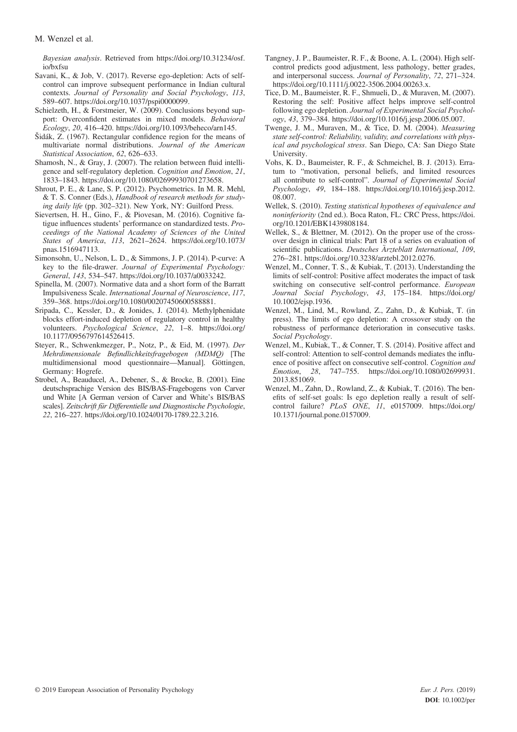*Bayesian analysis*. Retrieved from https://doi.org/10.31234/osf.io/bxfsu

Savani, K., & Job, V. (2017). Reverse ego-depletion: Acts of self-control can improve subsequent performance in Indian cultural contexts. *Journal of Personality and Social Psychology*, *113*, 589–607. https://doi.org/10.1037/pspi0000099.

Schielzeth, H., & Forstmeier, W. (2009). Conclusions beyond support: Overconfident estimates in mixed models. *Behavioral Ecology*, *20*, 416–420. https://doi.org/10.1093/beheco/arn145.

Šidák, Z. (1967). Rectangular confidence region for the means of multivariate normal distributions. *Journal of the American Statistical Association*, *62*, 626–633.

Shamosh, N., & Gray, J. (2007). The relation between fluid intelligence and self-regulatory depletion. *Cognition and Emotion*, *21*, 1833–1843. https://doi.org/10.1080/02699930701273658.

Shrout, P. E., & Lane, S. P. (2012). Psychometrics. In M. R. Mehl, & T. S. Conner (Eds.), *Handbook of research methods for studying daily life* (pp. 302–321). New York, NY: Guilford Press.

Sievertsen, H. H., Gino, F., & Piovesan, M. (2016). Cognitive fatigue influences students' performance on standardized tests. *Proceedings of the National Academy of Sciences of the United States of America*, *113*, 2621–2624. https://doi.org/10.1073/pnas.1516947113.

Simonsohn, U., Nelson, L. D., & Simmons, J. P. (2014). P-curve: A key to the file-drawer. *Journal of Experimental Psychology: General*, *143*, 534–547. https://doi.org/10.1037/a0033242.

Spinella, M. (2007). Normative data and a short form of the Barratt Impulsiveness Scale. *International Journal of Neuroscience*, *117*, 359–368. https://doi.org/10.1080/00207450600588881.

Sripada, C., Kessler, D., & Jonides, J. (2014). Methylphenidate blocks effort-induced depletion of regulatory control in healthy volunteers. *Psychological Science*, *22*, 1–8. https://doi.org/10.1177/0956797614526415.

Steyer, R., Schwenkmezger, P., Notz, P., & Eid, M. (1997). *Der Mehrdimensionale Befindlichkeitsfragebogen (MDMQ)* [The multidimensional mood questionnaire—Manual]. Göttingen, Germany: Hogrefe.

Strobel, A., Beauducel, A., Debener, S., & Brocke, B. (2001). Eine deutschsprachige Version des BIS/BAS-Fragebogens von Carver und White [A German version of Carver and White's BIS/BAS scales]. *Zeitschrift für Differentielle und Diagnostische Psychologie*, *22*, 216–227. https://doi.org/10.1024//0170-1789.22.3.216.

Tangney, J. P., Baumeister, R. F., & Boone, A. L. (2004). High self-control predicts good adjustment, less pathology, better grades, and interpersonal success. *Journal of Personality*, *72*, 271–324. https://doi.org/10.1111/j.0022-3506.2004.00263.x.

Tice, D. M., Baumeister, R. F., Shmueli, D., & Muraven, M. (2007). Restoring the self: Positive affect helps improve self-control following ego depletion. *Journal of Experimental Social Psychology*, *43*, 379–384. https://doi.org/10.1016/j.jesp.2006.05.007.

Twenge, J. M., Muraven, M., & Tice, D. M. (2004). *Measuring state self-control: Reliability, validity, and correlations with physical and psychological stress*. San Diego, CA: San Diego State University.

Vohs, K. D., Baumeister, R. F., & Schmeichel, B. J. (2013). Erratum to "motivation, personal beliefs, and limited resources all contribute to self-control". *Journal of Experimental Social Psychology*, *49*, 184–188. https://doi.org/10.1016/j.jesp.2012.08.007.

Wellek, S. (2010). *Testing statistical hypotheses of equivalence and noninferiority* (2nd ed.). Boca Raton, FL: CRC Press, https://doi.org/10.1201/EBK1439808184.

Wellek, S., & Blettner, M. (2012). On the proper use of the crossover design in clinical trials: Part 18 of a series on evaluation of scientific publications. *Deutsches Ärzteblatt International*, *109*, 276–281. https://doi.org/10.3238/arztebl.2012.0276.

Wenzel, M., Conner, T. S., & Kubiak, T. (2013). Understanding the limits of self-control: Positive affect moderates the impact of task switching on consecutive self-control performance. *European Journal Social Psychology*, *43*, 175–184. https://doi.org/10.1002/ejsp.1936.

Wenzel, M., Lind, M., Rowland, Z., Zahn, D., & Kubiak, T. (in press). The limits of ego depletion: A crossover study on the robustness of performance deterioration in consecutive tasks. *Social Psychology*.

Wenzel, M., Kubiak, T., & Conner, T. S. (2014). Positive affect and self-control: Attention to self-control demands mediates the influence of positive affect on consecutive self-control. *Cognition and Emotion*, *28*, 747–755. https://doi.org/10.1080/02699931.2013.851069.

Wenzel, M., Zahn, D., Rowland, Z., & Kubiak, T. (2016). The benefits of self-set goals: Is ego depletion really a result of self-control failure? *PLoS ONE*, *11*, e0157009. https://doi.org/10.1371/journal.pone.0157009.